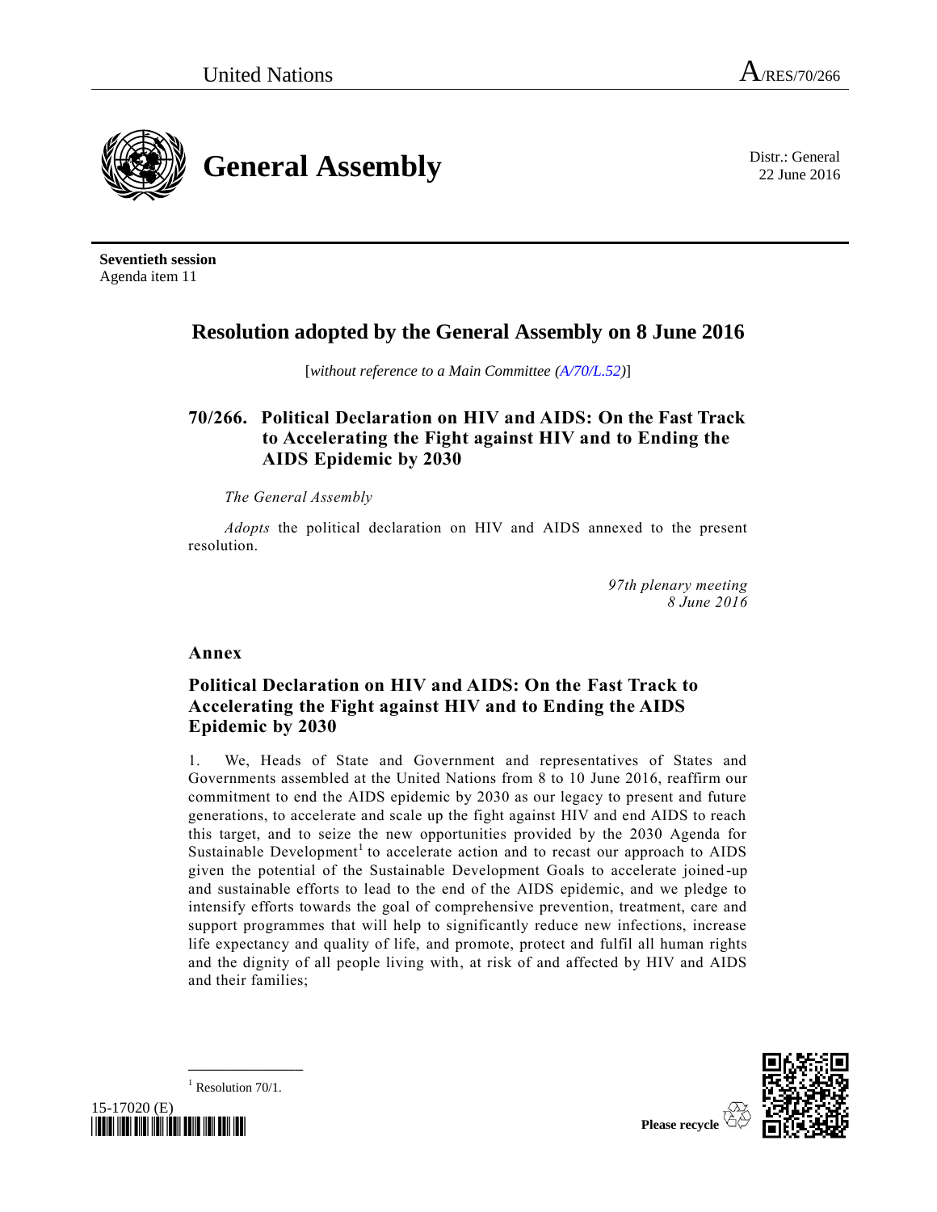United Nations A/RES/70/266

# General Assembly

Distr.: General
22 June 2016

**Seventieth session**
Agenda item 11

## Resolution adopted by the General Assembly on 8 June 2016

[*without reference to a Main Committee (A/70/L.52)*]

### 70/266. Political Declaration on HIV and AIDS: On the Fast Track to Accelerating the Fight against HIV and to Ending the AIDS Epidemic by 2030

*The General Assembly*

*Adopts* the political declaration on HIV and AIDS annexed to the present resolution.

*97th plenary meeting*
*8 June 2016*

## Annex

### Political Declaration on HIV and AIDS: On the Fast Track to Accelerating the Fight against HIV and to Ending the AIDS Epidemic by 2030

1. We, Heads of State and Government and representatives of States and Governments assembled at the United Nations from 8 to 10 June 2016, reaffirm our commitment to end the AIDS epidemic by 2030 as our legacy to present and future generations, to accelerate and scale up the fight against HIV and end AIDS to reach this target, and to seize the new opportunities provided by the 2030 Agenda for Sustainable Development[1] to accelerate action and to recast our approach to AIDS given the potential of the Sustainable Development Goals to accelerate joined-up and sustainable efforts to lead to the end of the AIDS epidemic, and we pledge to intensify efforts towards the goal of comprehensive prevention, treatment, care and support programmes that will help to significantly reduce new infections, increase life expectancy and quality of life, and promote, protect and fulfil all human rights and the dignity of all people living with, at risk of and affected by HIV and AIDS and their families;

[1] Resolution 70/1.

15-17020 (E)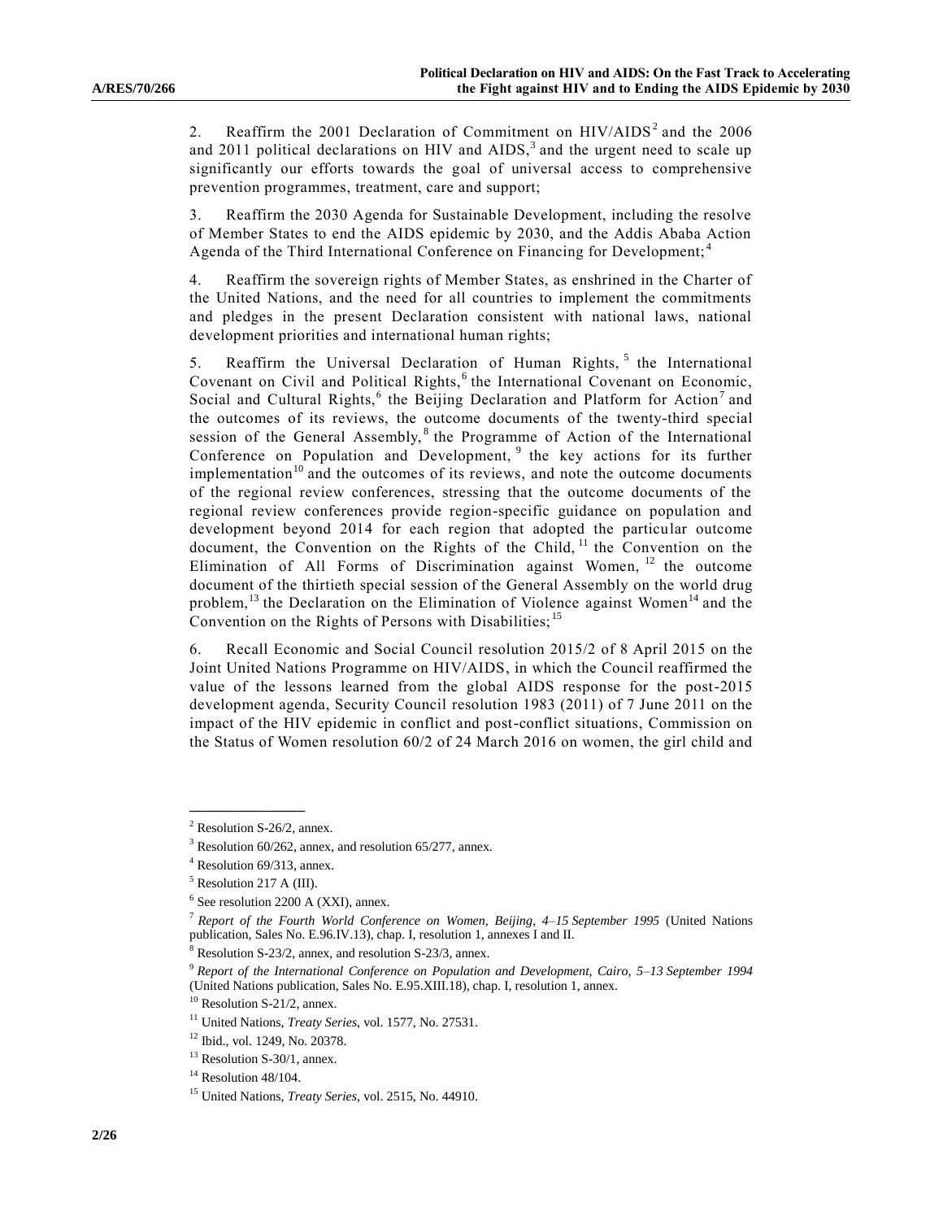2. Reaffirm the 2001 Declaration of Commitment on HIV/AIDS[2] and the 2006 and 2011 political declarations on HIV and AIDS,[3] and the urgent need to scale up significantly our efforts towards the goal of universal access to comprehensive prevention programmes, treatment, care and support;

3. Reaffirm the 2030 Agenda for Sustainable Development, including the resolve of Member States to end the AIDS epidemic by 2030, and the Addis Ababa Action Agenda of the Third International Conference on Financing for Development;[4]

4. Reaffirm the sovereign rights of Member States, as enshrined in the Charter of the United Nations, and the need for all countries to implement the commitments and pledges in the present Declaration consistent with national laws, national development priorities and international human rights;

5. Reaffirm the Universal Declaration of Human Rights,[5] the International Covenant on Civil and Political Rights,[6] the International Covenant on Economic, Social and Cultural Rights,[6] the Beijing Declaration and Platform for Action[7] and the outcomes of its reviews, the outcome documents of the twenty-third special session of the General Assembly,[8] the Programme of Action of the International Conference on Population and Development,[9] the key actions for its further implementation[10] and the outcomes of its reviews, and note the outcome documents of the regional review conferences, stressing that the outcome documents of the regional review conferences provide region-specific guidance on population and development beyond 2014 for each region that adopted the particular outcome document, the Convention on the Rights of the Child,[11] the Convention on the Elimination of All Forms of Discrimination against Women,[12] the outcome document of the thirtieth special session of the General Assembly on the world drug problem,[13] the Declaration on the Elimination of Violence against Women[14] and the Convention on the Rights of Persons with Disabilities;[15]

6. Recall Economic and Social Council resolution 2015/2 of 8 April 2015 on the Joint United Nations Programme on HIV/AIDS, in which the Council reaffirmed the value of the lessons learned from the global AIDS response for the post-2015 development agenda, Security Council resolution 1983 (2011) of 7 June 2011 on the impact of the HIV epidemic in conflict and post-conflict situations, Commission on the Status of Women resolution 60/2 of 24 March 2016 on women, the girl child and

---

[2] Resolution S-26/2, annex.

[3] Resolution 60/262, annex, and resolution 65/277, annex.

[4] Resolution 69/313, annex.

[5] Resolution 217 A (III).

[6] See resolution 2200 A (XXI), annex.

[7] *Report of the Fourth World Conference on Women, Beijing, 4–15 September 1995* (United Nations publication, Sales No. E.96.IV.13), chap. I, resolution 1, annexes I and II.

[8] Resolution S-23/2, annex, and resolution S-23/3, annex.

[9] *Report of the International Conference on Population and Development, Cairo, 5–13 September 1994* (United Nations publication, Sales No. E.95.XIII.18), chap. I, resolution 1, annex.

[10] Resolution S-21/2, annex.

[11] United Nations, *Treaty Series*, vol. 1577, No. 27531.

[12] Ibid., vol. 1249, No. 20378.

[13] Resolution S-30/1, annex.

[14] Resolution 48/104.

[15] United Nations, *Treaty Series*, vol. 2515, No. 44910.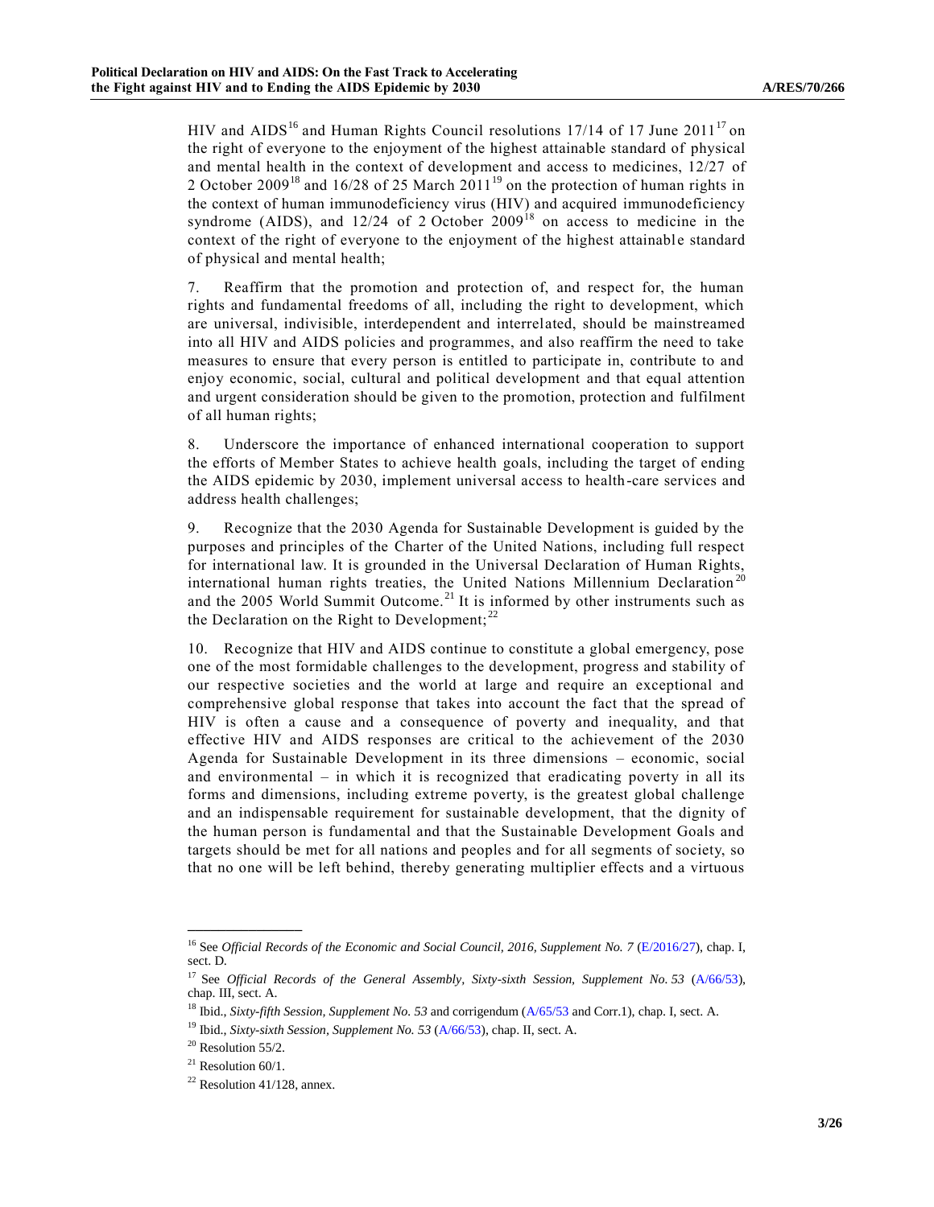HIV and AIDS[16] and Human Rights Council resolutions 17/14 of 17 June 2011[17] on the right of everyone to the enjoyment of the highest attainable standard of physical and mental health in the context of development and access to medicines, 12/27 of 2 October 2009[18] and 16/28 of 25 March 2011[19] on the protection of human rights in the context of human immunodeficiency virus (HIV) and acquired immunodeficiency syndrome (AIDS), and 12/24 of 2 October 2009[18] on access to medicine in the context of the right of everyone to the enjoyment of the highest attainable standard of physical and mental health;

7. Reaffirm that the promotion and protection of, and respect for, the human rights and fundamental freedoms of all, including the right to development, which are universal, indivisible, interdependent and interrelated, should be mainstreamed into all HIV and AIDS policies and programmes, and also reaffirm the need to take measures to ensure that every person is entitled to participate in, contribute to and enjoy economic, social, cultural and political development and that equal attention and urgent consideration should be given to the promotion, protection and fulfilment of all human rights;

8. Underscore the importance of enhanced international cooperation to support the efforts of Member States to achieve health goals, including the target of ending the AIDS epidemic by 2030, implement universal access to health-care services and address health challenges;

9. Recognize that the 2030 Agenda for Sustainable Development is guided by the purposes and principles of the Charter of the United Nations, including full respect for international law. It is grounded in the Universal Declaration of Human Rights, international human rights treaties, the United Nations Millennium Declaration[20] and the 2005 World Summit Outcome.[21] It is informed by other instruments such as the Declaration on the Right to Development;[22]

10. Recognize that HIV and AIDS continue to constitute a global emergency, pose one of the most formidable challenges to the development, progress and stability of our respective societies and the world at large and require an exceptional and comprehensive global response that takes into account the fact that the spread of HIV is often a cause and a consequence of poverty and inequality, and that effective HIV and AIDS responses are critical to the achievement of the 2030 Agenda for Sustainable Development in its three dimensions – economic, social and environmental – in which it is recognized that eradicating poverty in all its forms and dimensions, including extreme poverty, is the greatest global challenge and an indispensable requirement for sustainable development, that the dignity of the human person is fundamental and that the Sustainable Development Goals and targets should be met for all nations and peoples and for all segments of society, so that no one will be left behind, thereby generating multiplier effects and a virtuous

---

[16] See *Official Records of the Economic and Social Council, 2016, Supplement No. 7* (E/2016/27), chap. I, sect. D.

[17] See *Official Records of the General Assembly, Sixty-sixth Session, Supplement No. 53* (A/66/53), chap. III, sect. A.

[18] Ibid., *Sixty-fifth Session, Supplement No. 53* and corrigendum (A/65/53 and Corr.1), chap. I, sect. A.

[19] Ibid., *Sixty-sixth Session, Supplement No. 53* (A/66/53), chap. II, sect. A.

[20] Resolution 55/2.

[21] Resolution 60/1.

[22] Resolution 41/128, annex.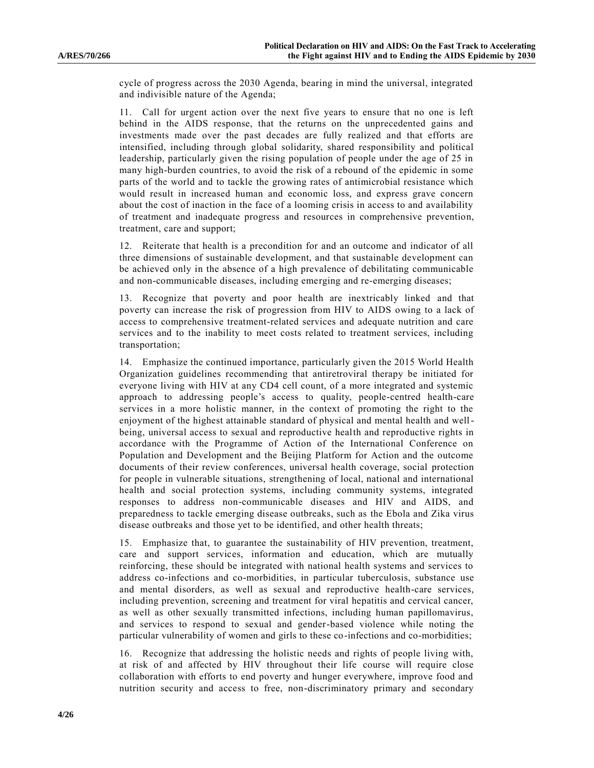cycle of progress across the 2030 Agenda, bearing in mind the universal, integrated and indivisible nature of the Agenda;

11. Call for urgent action over the next five years to ensure that no one is left behind in the AIDS response, that the returns on the unprecedented gains and investments made over the past decades are fully realized and that efforts are intensified, including through global solidarity, shared responsibility and political leadership, particularly given the rising population of people under the age of 25 in many high-burden countries, to avoid the risk of a rebound of the epidemic in some parts of the world and to tackle the growing rates of antimicrobial resistance which would result in increased human and economic loss, and express grave concern about the cost of inaction in the face of a looming crisis in access to and availability of treatment and inadequate progress and resources in comprehensive prevention, treatment, care and support;

12. Reiterate that health is a precondition for and an outcome and indicator of all three dimensions of sustainable development, and that sustainable development can be achieved only in the absence of a high prevalence of debilitating communicable and non-communicable diseases, including emerging and re-emerging diseases;

13. Recognize that poverty and poor health are inextricably linked and that poverty can increase the risk of progression from HIV to AIDS owing to a lack of access to comprehensive treatment-related services and adequate nutrition and care services and to the inability to meet costs related to treatment services, including transportation;

14. Emphasize the continued importance, particularly given the 2015 World Health Organization guidelines recommending that antiretroviral therapy be initiated for everyone living with HIV at any CD4 cell count, of a more integrated and systemic approach to addressing people's access to quality, people-centred health-care services in a more holistic manner, in the context of promoting the right to the enjoyment of the highest attainable standard of physical and mental health and well-being, universal access to sexual and reproductive health and reproductive rights in accordance with the Programme of Action of the International Conference on Population and Development and the Beijing Platform for Action and the outcome documents of their review conferences, universal health coverage, social protection for people in vulnerable situations, strengthening of local, national and international health and social protection systems, including community systems, integrated responses to address non-communicable diseases and HIV and AIDS, and preparedness to tackle emerging disease outbreaks, such as the Ebola and Zika virus disease outbreaks and those yet to be identified, and other health threats;

15. Emphasize that, to guarantee the sustainability of HIV prevention, treatment, care and support services, information and education, which are mutually reinforcing, these should be integrated with national health systems and services to address co-infections and co-morbidities, in particular tuberculosis, substance use and mental disorders, as well as sexual and reproductive health-care services, including prevention, screening and treatment for viral hepatitis and cervical cancer, as well as other sexually transmitted infections, including human papillomavirus, and services to respond to sexual and gender-based violence while noting the particular vulnerability of women and girls to these co-infections and co-morbidities;

16. Recognize that addressing the holistic needs and rights of people living with, at risk of and affected by HIV throughout their life course will require close collaboration with efforts to end poverty and hunger everywhere, improve food and nutrition security and access to free, non-discriminatory primary and secondary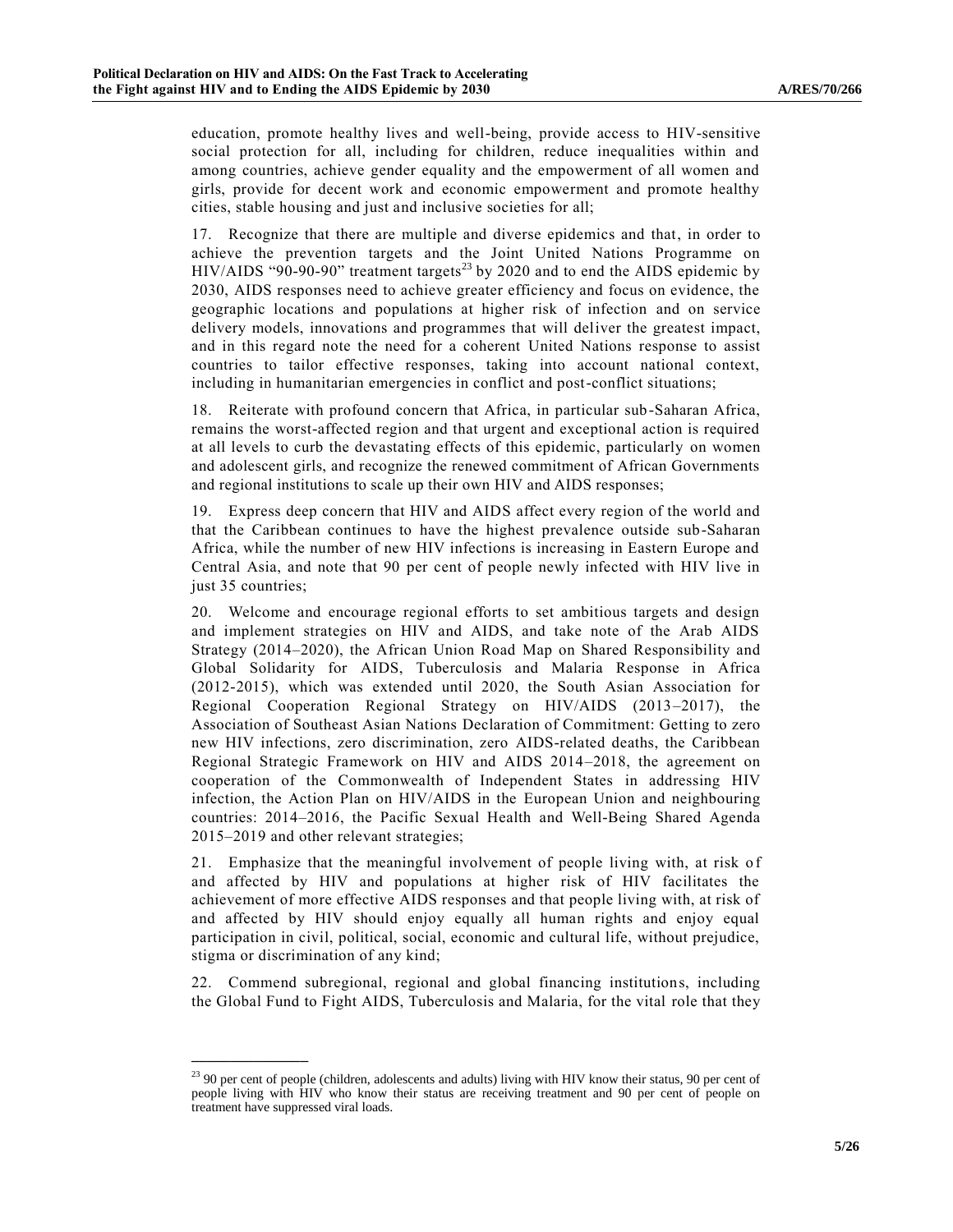education, promote healthy lives and well-being, provide access to HIV-sensitive social protection for all, including for children, reduce inequalities within and among countries, achieve gender equality and the empowerment of all women and girls, provide for decent work and economic empowerment and promote healthy cities, stable housing and just and inclusive societies for all;

17. Recognize that there are multiple and diverse epidemics and that, in order to achieve the prevention targets and the Joint United Nations Programme on HIV/AIDS "90-90-90" treatment targets[23] by 2020 and to end the AIDS epidemic by 2030, AIDS responses need to achieve greater efficiency and focus on evidence, the geographic locations and populations at higher risk of infection and on service delivery models, innovations and programmes that will deliver the greatest impact, and in this regard note the need for a coherent United Nations response to assist countries to tailor effective responses, taking into account national context, including in humanitarian emergencies in conflict and post-conflict situations;

18. Reiterate with profound concern that Africa, in particular sub-Saharan Africa, remains the worst-affected region and that urgent and exceptional action is required at all levels to curb the devastating effects of this epidemic, particularly on women and adolescent girls, and recognize the renewed commitment of African Governments and regional institutions to scale up their own HIV and AIDS responses;

19. Express deep concern that HIV and AIDS affect every region of the world and that the Caribbean continues to have the highest prevalence outside sub-Saharan Africa, while the number of new HIV infections is increasing in Eastern Europe and Central Asia, and note that 90 per cent of people newly infected with HIV live in just 35 countries;

20. Welcome and encourage regional efforts to set ambitious targets and design and implement strategies on HIV and AIDS, and take note of the Arab AIDS Strategy (2014–2020), the African Union Road Map on Shared Responsibility and Global Solidarity for AIDS, Tuberculosis and Malaria Response in Africa (2012-2015), which was extended until 2020, the South Asian Association for Regional Cooperation Regional Strategy on HIV/AIDS (2013–2017), the Association of Southeast Asian Nations Declaration of Commitment: Getting to zero new HIV infections, zero discrimination, zero AIDS-related deaths, the Caribbean Regional Strategic Framework on HIV and AIDS 2014–2018, the agreement on cooperation of the Commonwealth of Independent States in addressing HIV infection, the Action Plan on HIV/AIDS in the European Union and neighbouring countries: 2014–2016, the Pacific Sexual Health and Well-Being Shared Agenda 2015–2019 and other relevant strategies;

21. Emphasize that the meaningful involvement of people living with, at risk of and affected by HIV and populations at higher risk of HIV facilitates the achievement of more effective AIDS responses and that people living with, at risk of and affected by HIV should enjoy equally all human rights and enjoy equal participation in civil, political, social, economic and cultural life, without prejudice, stigma or discrimination of any kind;

22. Commend subregional, regional and global financing institutions, including the Global Fund to Fight AIDS, Tuberculosis and Malaria, for the vital role that they

---

[23] 90 per cent of people (children, adolescents and adults) living with HIV know their status, 90 per cent of people living with HIV who know their status are receiving treatment and 90 per cent of people on treatment have suppressed viral loads.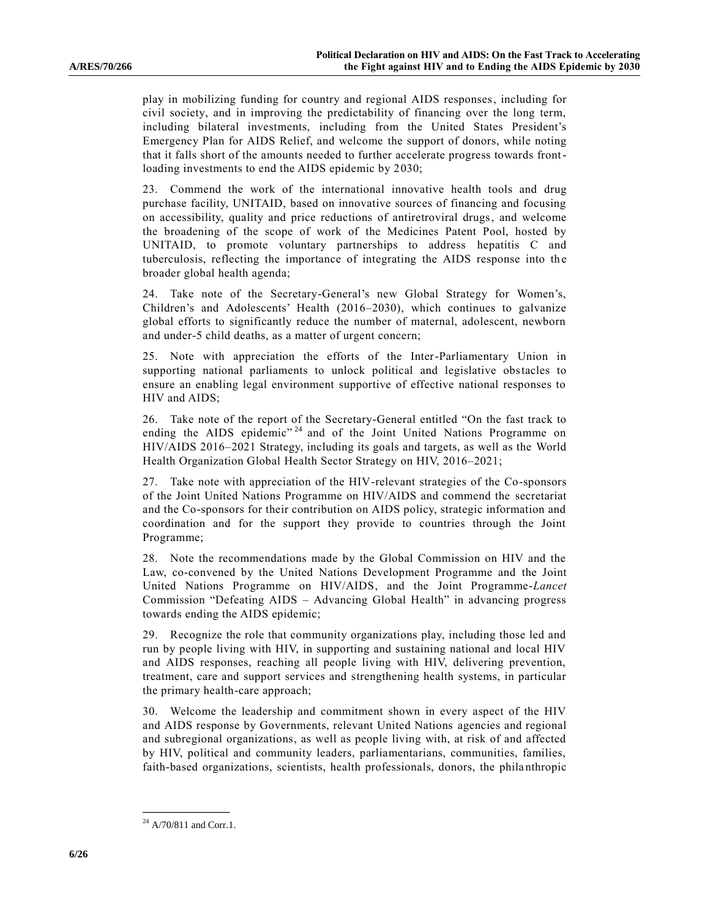play in mobilizing funding for country and regional AIDS responses, including for civil society, and in improving the predictability of financing over the long term, including bilateral investments, including from the United States President's Emergency Plan for AIDS Relief, and welcome the support of donors, while noting that it falls short of the amounts needed to further accelerate progress towards front-loading investments to end the AIDS epidemic by 2030;

23. Commend the work of the international innovative health tools and drug purchase facility, UNITAID, based on innovative sources of financing and focusing on accessibility, quality and price reductions of antiretroviral drugs, and welcome the broadening of the scope of work of the Medicines Patent Pool, hosted by UNITAID, to promote voluntary partnerships to address hepatitis C and tuberculosis, reflecting the importance of integrating the AIDS response into the broader global health agenda;

24. Take note of the Secretary-General's new Global Strategy for Women's, Children's and Adolescents' Health (2016–2030), which continues to galvanize global efforts to significantly reduce the number of maternal, adolescent, newborn and under-5 child deaths, as a matter of urgent concern;

25. Note with appreciation the efforts of the Inter-Parliamentary Union in supporting national parliaments to unlock political and legislative obstacles to ensure an enabling legal environment supportive of effective national responses to HIV and AIDS;

26. Take note of the report of the Secretary-General entitled "On the fast track to ending the AIDS epidemic"[24] and of the Joint United Nations Programme on HIV/AIDS 2016–2021 Strategy, including its goals and targets, as well as the World Health Organization Global Health Sector Strategy on HIV, 2016–2021;

27. Take note with appreciation of the HIV-relevant strategies of the Co-sponsors of the Joint United Nations Programme on HIV/AIDS and commend the secretariat and the Co-sponsors for their contribution on AIDS policy, strategic information and coordination and for the support they provide to countries through the Joint Programme;

28. Note the recommendations made by the Global Commission on HIV and the Law, co-convened by the United Nations Development Programme and the Joint United Nations Programme on HIV/AIDS, and the Joint Programme-*Lancet* Commission "Defeating AIDS – Advancing Global Health" in advancing progress towards ending the AIDS epidemic;

29. Recognize the role that community organizations play, including those led and run by people living with HIV, in supporting and sustaining national and local HIV and AIDS responses, reaching all people living with HIV, delivering prevention, treatment, care and support services and strengthening health systems, in particular the primary health-care approach;

30. Welcome the leadership and commitment shown in every aspect of the HIV and AIDS response by Governments, relevant United Nations agencies and regional and subregional organizations, as well as people living with, at risk of and affected by HIV, political and community leaders, parliamentarians, communities, families, faith-based organizations, scientists, health professionals, donors, the philanthropic

[24] A/70/811 and Corr.1.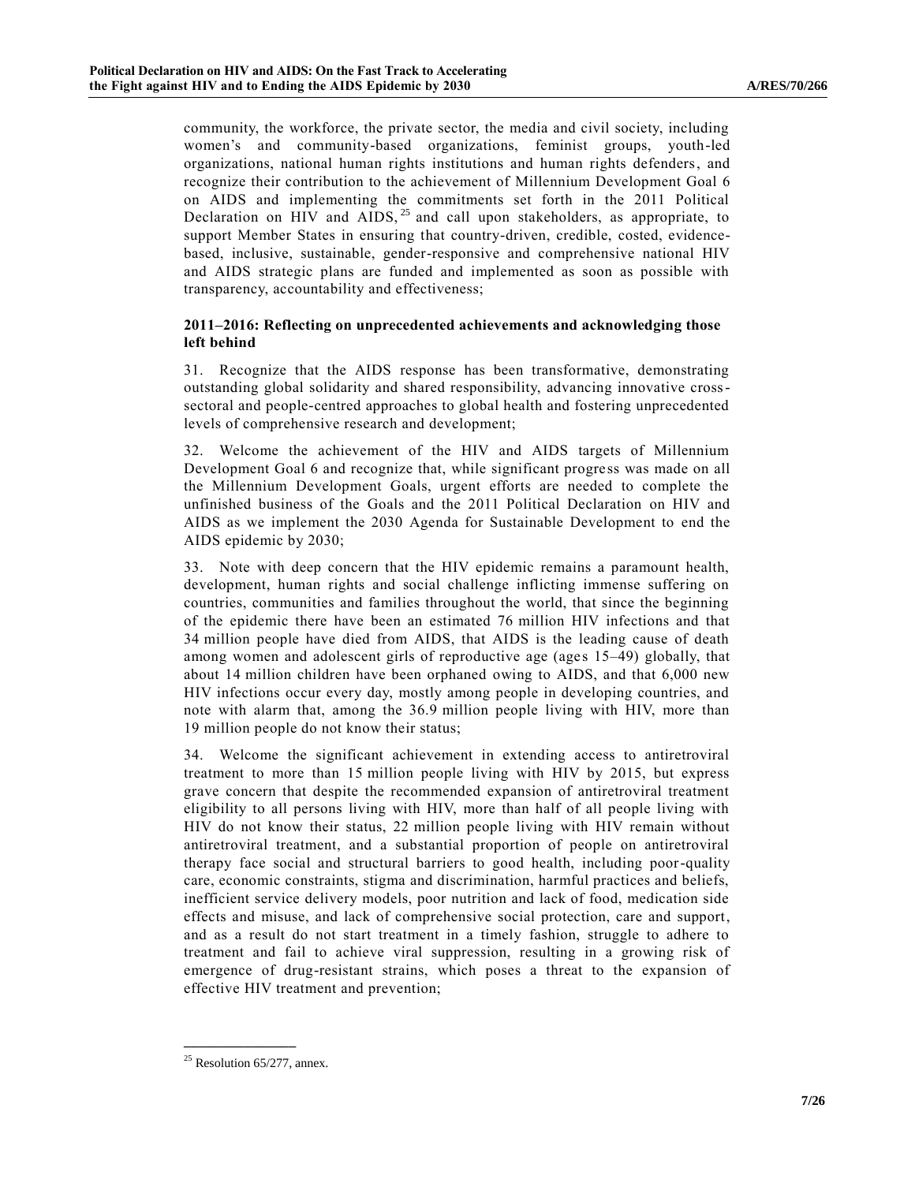community, the workforce, the private sector, the media and civil society, including women's and community-based organizations, feminist groups, youth-led organizations, national human rights institutions and human rights defenders, and recognize their contribution to the achievement of Millennium Development Goal 6 on AIDS and implementing the commitments set forth in the 2011 Political Declaration on HIV and AIDS,[25] and call upon stakeholders, as appropriate, to support Member States in ensuring that country-driven, credible, costed, evidence-based, inclusive, sustainable, gender-responsive and comprehensive national HIV and AIDS strategic plans are funded and implemented as soon as possible with transparency, accountability and effectiveness;

**2011–2016: Reflecting on unprecedented achievements and acknowledging those left behind**

31. Recognize that the AIDS response has been transformative, demonstrating outstanding global solidarity and shared responsibility, advancing innovative cross-sectoral and people-centred approaches to global health and fostering unprecedented levels of comprehensive research and development;

32. Welcome the achievement of the HIV and AIDS targets of Millennium Development Goal 6 and recognize that, while significant progress was made on all the Millennium Development Goals, urgent efforts are needed to complete the unfinished business of the Goals and the 2011 Political Declaration on HIV and AIDS as we implement the 2030 Agenda for Sustainable Development to end the AIDS epidemic by 2030;

33. Note with deep concern that the HIV epidemic remains a paramount health, development, human rights and social challenge inflicting immense suffering on countries, communities and families throughout the world, that since the beginning of the epidemic there have been an estimated 76 million HIV infections and that 34 million people have died from AIDS, that AIDS is the leading cause of death among women and adolescent girls of reproductive age (ages 15–49) globally, that about 14 million children have been orphaned owing to AIDS, and that 6,000 new HIV infections occur every day, mostly among people in developing countries, and note with alarm that, among the 36.9 million people living with HIV, more than 19 million people do not know their status;

34. Welcome the significant achievement in extending access to antiretroviral treatment to more than 15 million people living with HIV by 2015, but express grave concern that despite the recommended expansion of antiretroviral treatment eligibility to all persons living with HIV, more than half of all people living with HIV do not know their status, 22 million people living with HIV remain without antiretroviral treatment, and a substantial proportion of people on antiretroviral therapy face social and structural barriers to good health, including poor-quality care, economic constraints, stigma and discrimination, harmful practices and beliefs, inefficient service delivery models, poor nutrition and lack of food, medication side effects and misuse, and lack of comprehensive social protection, care and support, and as a result do not start treatment in a timely fashion, struggle to adhere to treatment and fail to achieve viral suppression, resulting in a growing risk of emergence of drug-resistant strains, which poses a threat to the expansion of effective HIV treatment and prevention;

---

[25] Resolution 65/277, annex.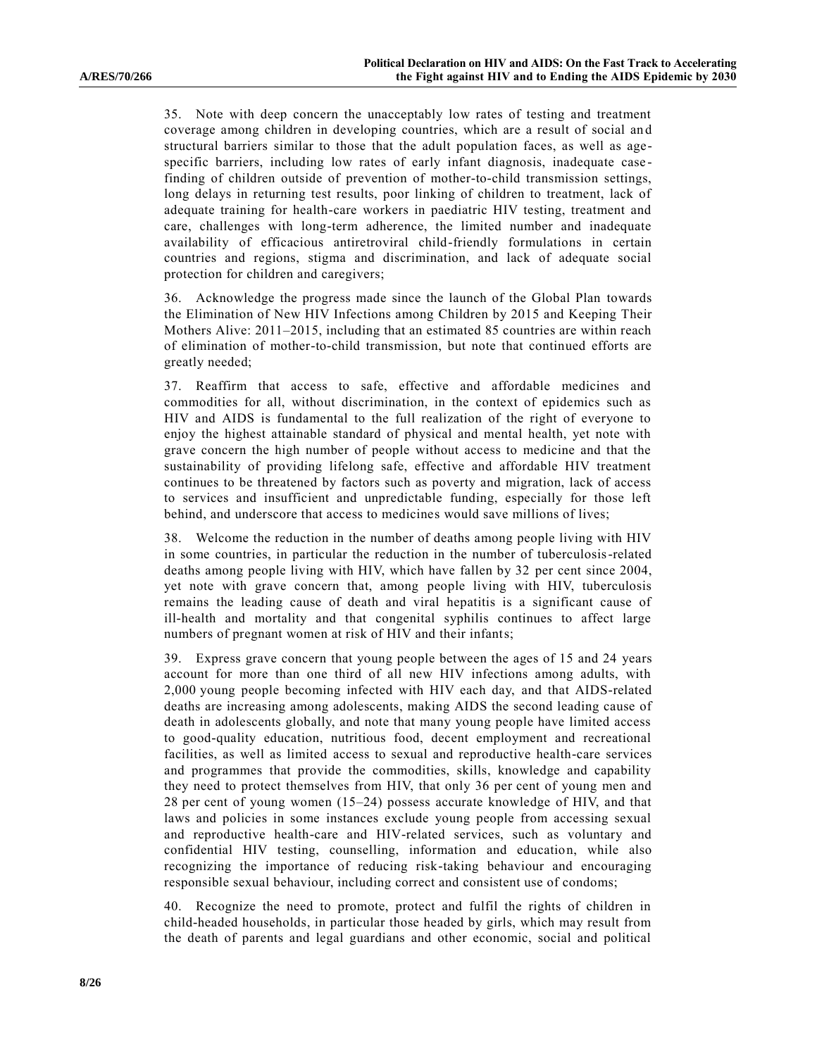35. Note with deep concern the unacceptably low rates of testing and treatment coverage among children in developing countries, which are a result of social and structural barriers similar to those that the adult population faces, as well as age-specific barriers, including low rates of early infant diagnosis, inadequate case-finding of children outside of prevention of mother-to-child transmission settings, long delays in returning test results, poor linking of children to treatment, lack of adequate training for health-care workers in paediatric HIV testing, treatment and care, challenges with long-term adherence, the limited number and inadequate availability of efficacious antiretroviral child-friendly formulations in certain countries and regions, stigma and discrimination, and lack of adequate social protection for children and caregivers;

36. Acknowledge the progress made since the launch of the Global Plan towards the Elimination of New HIV Infections among Children by 2015 and Keeping Their Mothers Alive: 2011–2015, including that an estimated 85 countries are within reach of elimination of mother-to-child transmission, but note that continued efforts are greatly needed;

37. Reaffirm that access to safe, effective and affordable medicines and commodities for all, without discrimination, in the context of epidemics such as HIV and AIDS is fundamental to the full realization of the right of everyone to enjoy the highest attainable standard of physical and mental health, yet note with grave concern the high number of people without access to medicine and that the sustainability of providing lifelong safe, effective and affordable HIV treatment continues to be threatened by factors such as poverty and migration, lack of access to services and insufficient and unpredictable funding, especially for those left behind, and underscore that access to medicines would save millions of lives;

38. Welcome the reduction in the number of deaths among people living with HIV in some countries, in particular the reduction in the number of tuberculosis-related deaths among people living with HIV, which have fallen by 32 per cent since 2004, yet note with grave concern that, among people living with HIV, tuberculosis remains the leading cause of death and viral hepatitis is a significant cause of ill-health and mortality and that congenital syphilis continues to affect large numbers of pregnant women at risk of HIV and their infants;

39. Express grave concern that young people between the ages of 15 and 24 years account for more than one third of all new HIV infections among adults, with 2,000 young people becoming infected with HIV each day, and that AIDS-related deaths are increasing among adolescents, making AIDS the second leading cause of death in adolescents globally, and note that many young people have limited access to good-quality education, nutritious food, decent employment and recreational facilities, as well as limited access to sexual and reproductive health-care services and programmes that provide the commodities, skills, knowledge and capability they need to protect themselves from HIV, that only 36 per cent of young men and 28 per cent of young women (15–24) possess accurate knowledge of HIV, and that laws and policies in some instances exclude young people from accessing sexual and reproductive health-care and HIV-related services, such as voluntary and confidential HIV testing, counselling, information and education, while also recognizing the importance of reducing risk-taking behaviour and encouraging responsible sexual behaviour, including correct and consistent use of condoms;

40. Recognize the need to promote, protect and fulfil the rights of children in child-headed households, in particular those headed by girls, which may result from the death of parents and legal guardians and other economic, social and political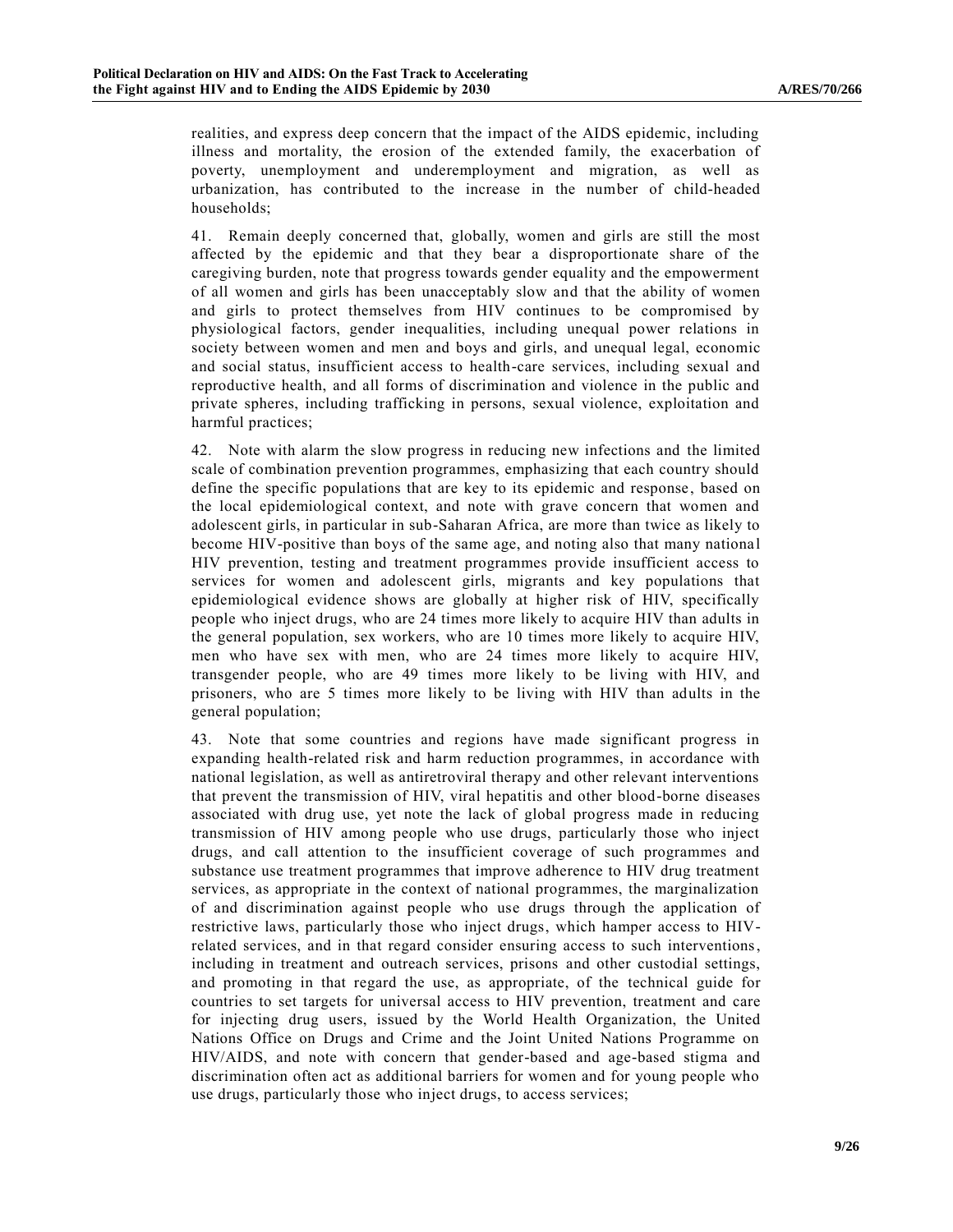realities, and express deep concern that the impact of the AIDS epidemic, including illness and mortality, the erosion of the extended family, the exacerbation of poverty, unemployment and underemployment and migration, as well as urbanization, has contributed to the increase in the number of child-headed households;

41. Remain deeply concerned that, globally, women and girls are still the most affected by the epidemic and that they bear a disproportionate share of the caregiving burden, note that progress towards gender equality and the empowerment of all women and girls has been unacceptably slow and that the ability of women and girls to protect themselves from HIV continues to be compromised by physiological factors, gender inequalities, including unequal power relations in society between women and men and boys and girls, and unequal legal, economic and social status, insufficient access to health-care services, including sexual and reproductive health, and all forms of discrimination and violence in the public and private spheres, including trafficking in persons, sexual violence, exploitation and harmful practices;

42. Note with alarm the slow progress in reducing new infections and the limited scale of combination prevention programmes, emphasizing that each country should define the specific populations that are key to its epidemic and response, based on the local epidemiological context, and note with grave concern that women and adolescent girls, in particular in sub-Saharan Africa, are more than twice as likely to become HIV-positive than boys of the same age, and noting also that many national HIV prevention, testing and treatment programmes provide insufficient access to services for women and adolescent girls, migrants and key populations that epidemiological evidence shows are globally at higher risk of HIV, specifically people who inject drugs, who are 24 times more likely to acquire HIV than adults in the general population, sex workers, who are 10 times more likely to acquire HIV, men who have sex with men, who are 24 times more likely to acquire HIV, transgender people, who are 49 times more likely to be living with HIV, and prisoners, who are 5 times more likely to be living with HIV than adults in the general population;

43. Note that some countries and regions have made significant progress in expanding health-related risk and harm reduction programmes, in accordance with national legislation, as well as antiretroviral therapy and other relevant interventions that prevent the transmission of HIV, viral hepatitis and other blood-borne diseases associated with drug use, yet note the lack of global progress made in reducing transmission of HIV among people who use drugs, particularly those who inject drugs, and call attention to the insufficient coverage of such programmes and substance use treatment programmes that improve adherence to HIV drug treatment services, as appropriate in the context of national programmes, the marginalization of and discrimination against people who use drugs through the application of restrictive laws, particularly those who inject drugs, which hamper access to HIV-related services, and in that regard consider ensuring access to such interventions, including in treatment and outreach services, prisons and other custodial settings, and promoting in that regard the use, as appropriate, of the technical guide for countries to set targets for universal access to HIV prevention, treatment and care for injecting drug users, issued by the World Health Organization, the United Nations Office on Drugs and Crime and the Joint United Nations Programme on HIV/AIDS, and note with concern that gender-based and age-based stigma and discrimination often act as additional barriers for women and for young people who use drugs, particularly those who inject drugs, to access services;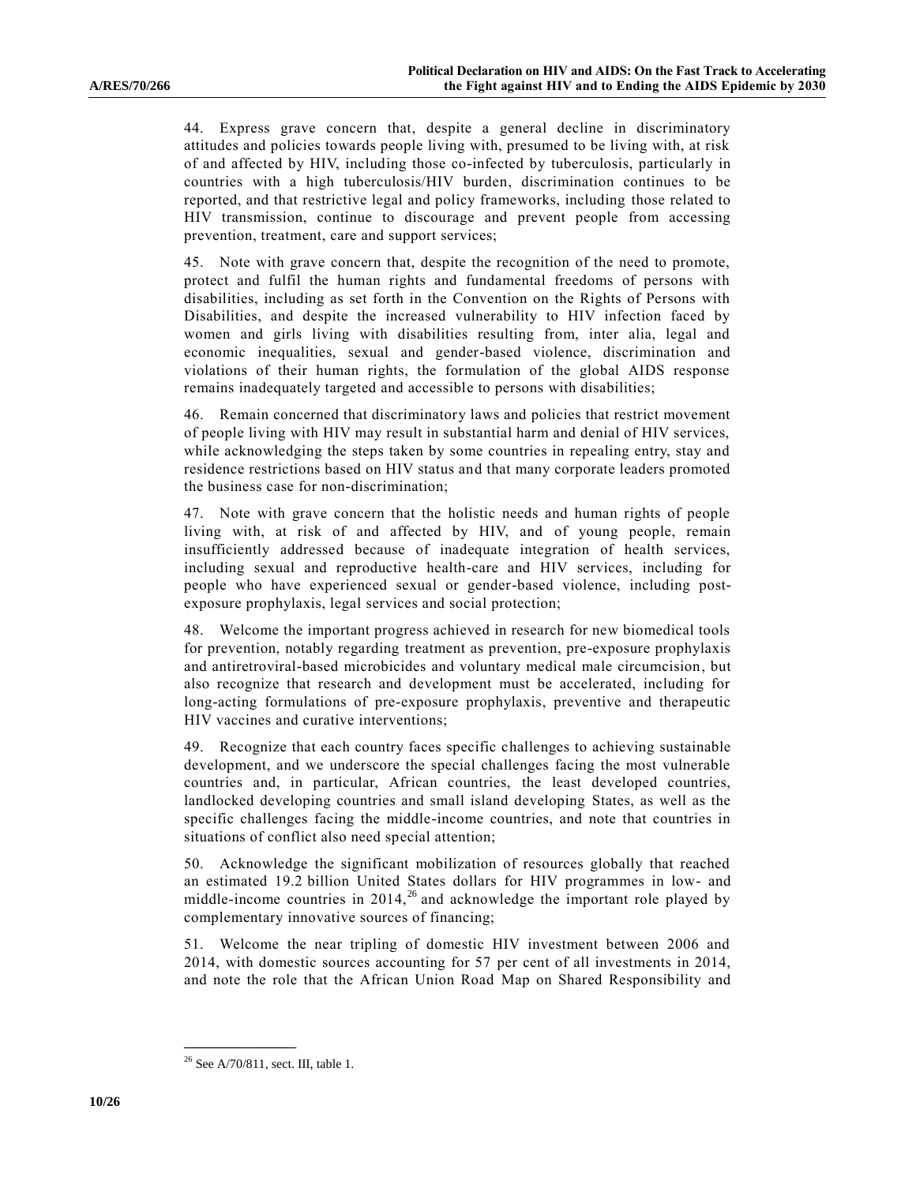44. Express grave concern that, despite a general decline in discriminatory attitudes and policies towards people living with, presumed to be living with, at risk of and affected by HIV, including those co-infected by tuberculosis, particularly in countries with a high tuberculosis/HIV burden, discrimination continues to be reported, and that restrictive legal and policy frameworks, including those related to HIV transmission, continue to discourage and prevent people from accessing prevention, treatment, care and support services;

45. Note with grave concern that, despite the recognition of the need to promote, protect and fulfil the human rights and fundamental freedoms of persons with disabilities, including as set forth in the Convention on the Rights of Persons with Disabilities, and despite the increased vulnerability to HIV infection faced by women and girls living with disabilities resulting from, inter alia, legal and economic inequalities, sexual and gender-based violence, discrimination and violations of their human rights, the formulation of the global AIDS response remains inadequately targeted and accessible to persons with disabilities;

46. Remain concerned that discriminatory laws and policies that restrict movement of people living with HIV may result in substantial harm and denial of HIV services, while acknowledging the steps taken by some countries in repealing entry, stay and residence restrictions based on HIV status and that many corporate leaders promoted the business case for non-discrimination;

47. Note with grave concern that the holistic needs and human rights of people living with, at risk of and affected by HIV, and of young people, remain insufficiently addressed because of inadequate integration of health services, including sexual and reproductive health-care and HIV services, including for people who have experienced sexual or gender-based violence, including post-exposure prophylaxis, legal services and social protection;

48. Welcome the important progress achieved in research for new biomedical tools for prevention, notably regarding treatment as prevention, pre-exposure prophylaxis and antiretroviral-based microbicides and voluntary medical male circumcision, but also recognize that research and development must be accelerated, including for long-acting formulations of pre-exposure prophylaxis, preventive and therapeutic HIV vaccines and curative interventions;

49. Recognize that each country faces specific challenges to achieving sustainable development, and we underscore the special challenges facing the most vulnerable countries and, in particular, African countries, the least developed countries, landlocked developing countries and small island developing States, as well as the specific challenges facing the middle-income countries, and note that countries in situations of conflict also need special attention;

50. Acknowledge the significant mobilization of resources globally that reached an estimated 19.2 billion United States dollars for HIV programmes in low- and middle-income countries in 2014,[26] and acknowledge the important role played by complementary innovative sources of financing;

51. Welcome the near tripling of domestic HIV investment between 2006 and 2014, with domestic sources accounting for 57 per cent of all investments in 2014, and note the role that the African Union Road Map on Shared Responsibility and

[26] See A/70/811, sect. III, table 1.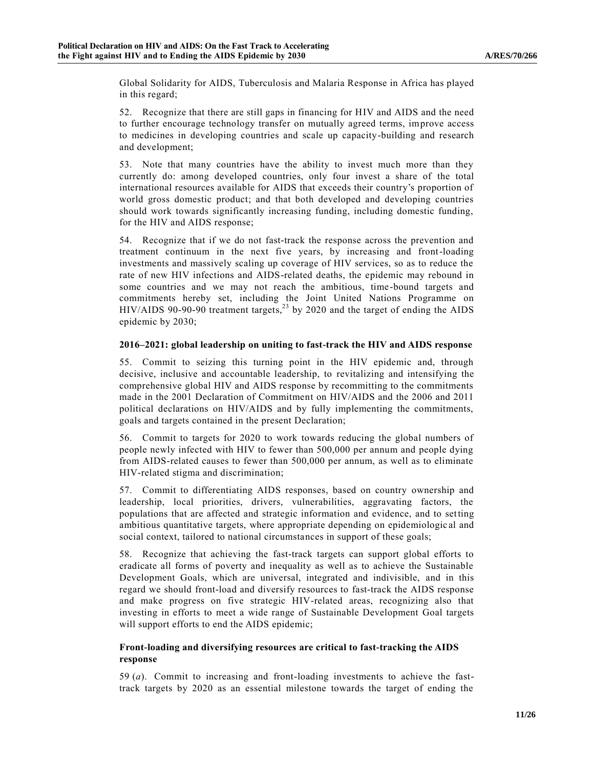Global Solidarity for AIDS, Tuberculosis and Malaria Response in Africa has played in this regard;

52. Recognize that there are still gaps in financing for HIV and AIDS and the need to further encourage technology transfer on mutually agreed terms, improve access to medicines in developing countries and scale up capacity-building and research and development;

53. Note that many countries have the ability to invest much more than they currently do: among developed countries, only four invest a share of the total international resources available for AIDS that exceeds their country's proportion of world gross domestic product; and that both developed and developing countries should work towards significantly increasing funding, including domestic funding, for the HIV and AIDS response;

54. Recognize that if we do not fast-track the response across the prevention and treatment continuum in the next five years, by increasing and front-loading investments and massively scaling up coverage of HIV services, so as to reduce the rate of new HIV infections and AIDS-related deaths, the epidemic may rebound in some countries and we may not reach the ambitious, time-bound targets and commitments hereby set, including the Joint United Nations Programme on HIV/AIDS 90-90-90 treatment targets,[23] by 2020 and the target of ending the AIDS epidemic by 2030;

### 2016–2021: global leadership on uniting to fast-track the HIV and AIDS response

55. Commit to seizing this turning point in the HIV epidemic and, through decisive, inclusive and accountable leadership, to revitalizing and intensifying the comprehensive global HIV and AIDS response by recommitting to the commitments made in the 2001 Declaration of Commitment on HIV/AIDS and the 2006 and 2011 political declarations on HIV/AIDS and by fully implementing the commitments, goals and targets contained in the present Declaration;

56. Commit to targets for 2020 to work towards reducing the global numbers of people newly infected with HIV to fewer than 500,000 per annum and people dying from AIDS-related causes to fewer than 500,000 per annum, as well as to eliminate HIV-related stigma and discrimination;

57. Commit to differentiating AIDS responses, based on country ownership and leadership, local priorities, drivers, vulnerabilities, aggravating factors, the populations that are affected and strategic information and evidence, and to setting ambitious quantitative targets, where appropriate depending on epidemiological and social context, tailored to national circumstances in support of these goals;

58. Recognize that achieving the fast-track targets can support global efforts to eradicate all forms of poverty and inequality as well as to achieve the Sustainable Development Goals, which are universal, integrated and indivisible, and in this regard we should front-load and diversify resources to fast-track the AIDS response and make progress on five strategic HIV-related areas, recognizing also that investing in efforts to meet a wide range of Sustainable Development Goal targets will support efforts to end the AIDS epidemic;

### Front-loading and diversifying resources are critical to fast-tracking the AIDS response

59 (*a*). Commit to increasing and front-loading investments to achieve the fast-track targets by 2020 as an essential milestone towards the target of ending the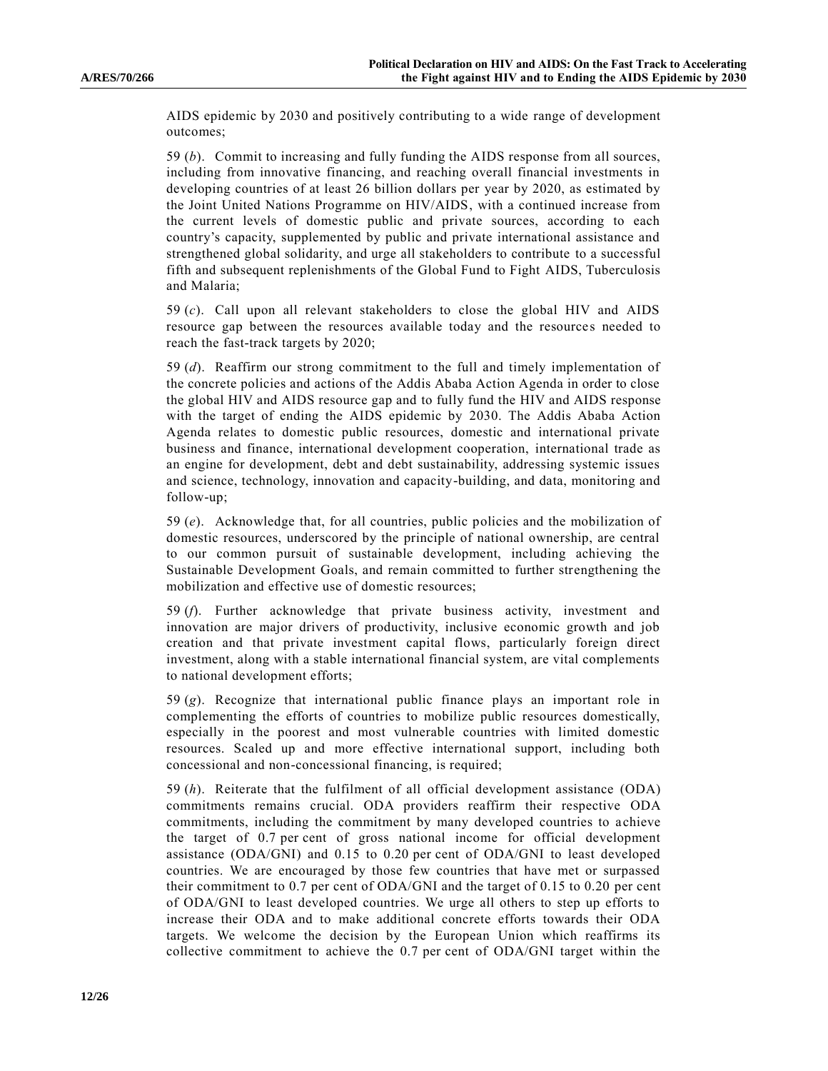AIDS epidemic by 2030 and positively contributing to a wide range of development outcomes;

59 (*b*). Commit to increasing and fully funding the AIDS response from all sources, including from innovative financing, and reaching overall financial investments in developing countries of at least 26 billion dollars per year by 2020, as estimated by the Joint United Nations Programme on HIV/AIDS, with a continued increase from the current levels of domestic public and private sources, according to each country's capacity, supplemented by public and private international assistance and strengthened global solidarity, and urge all stakeholders to contribute to a successful fifth and subsequent replenishments of the Global Fund to Fight AIDS, Tuberculosis and Malaria;

59 (*c*). Call upon all relevant stakeholders to close the global HIV and AIDS resource gap between the resources available today and the resources needed to reach the fast-track targets by 2020;

59 (*d*). Reaffirm our strong commitment to the full and timely implementation of the concrete policies and actions of the Addis Ababa Action Agenda in order to close the global HIV and AIDS resource gap and to fully fund the HIV and AIDS response with the target of ending the AIDS epidemic by 2030. The Addis Ababa Action Agenda relates to domestic public resources, domestic and international private business and finance, international development cooperation, international trade as an engine for development, debt and debt sustainability, addressing systemic issues and science, technology, innovation and capacity-building, and data, monitoring and follow-up;

59 (*e*). Acknowledge that, for all countries, public policies and the mobilization of domestic resources, underscored by the principle of national ownership, are central to our common pursuit of sustainable development, including achieving the Sustainable Development Goals, and remain committed to further strengthening the mobilization and effective use of domestic resources;

59 (*f*). Further acknowledge that private business activity, investment and innovation are major drivers of productivity, inclusive economic growth and job creation and that private investment capital flows, particularly foreign direct investment, along with a stable international financial system, are vital complements to national development efforts;

59 (*g*). Recognize that international public finance plays an important role in complementing the efforts of countries to mobilize public resources domestically, especially in the poorest and most vulnerable countries with limited domestic resources. Scaled up and more effective international support, including both concessional and non-concessional financing, is required;

59 (*h*). Reiterate that the fulfilment of all official development assistance (ODA) commitments remains crucial. ODA providers reaffirm their respective ODA commitments, including the commitment by many developed countries to achieve the target of 0.7 per cent of gross national income for official development assistance (ODA/GNI) and 0.15 to 0.20 per cent of ODA/GNI to least developed countries. We are encouraged by those few countries that have met or surpassed their commitment to 0.7 per cent of ODA/GNI and the target of 0.15 to 0.20 per cent of ODA/GNI to least developed countries. We urge all others to step up efforts to increase their ODA and to make additional concrete efforts towards their ODA targets. We welcome the decision by the European Union which reaffirms its collective commitment to achieve the 0.7 per cent of ODA/GNI target within the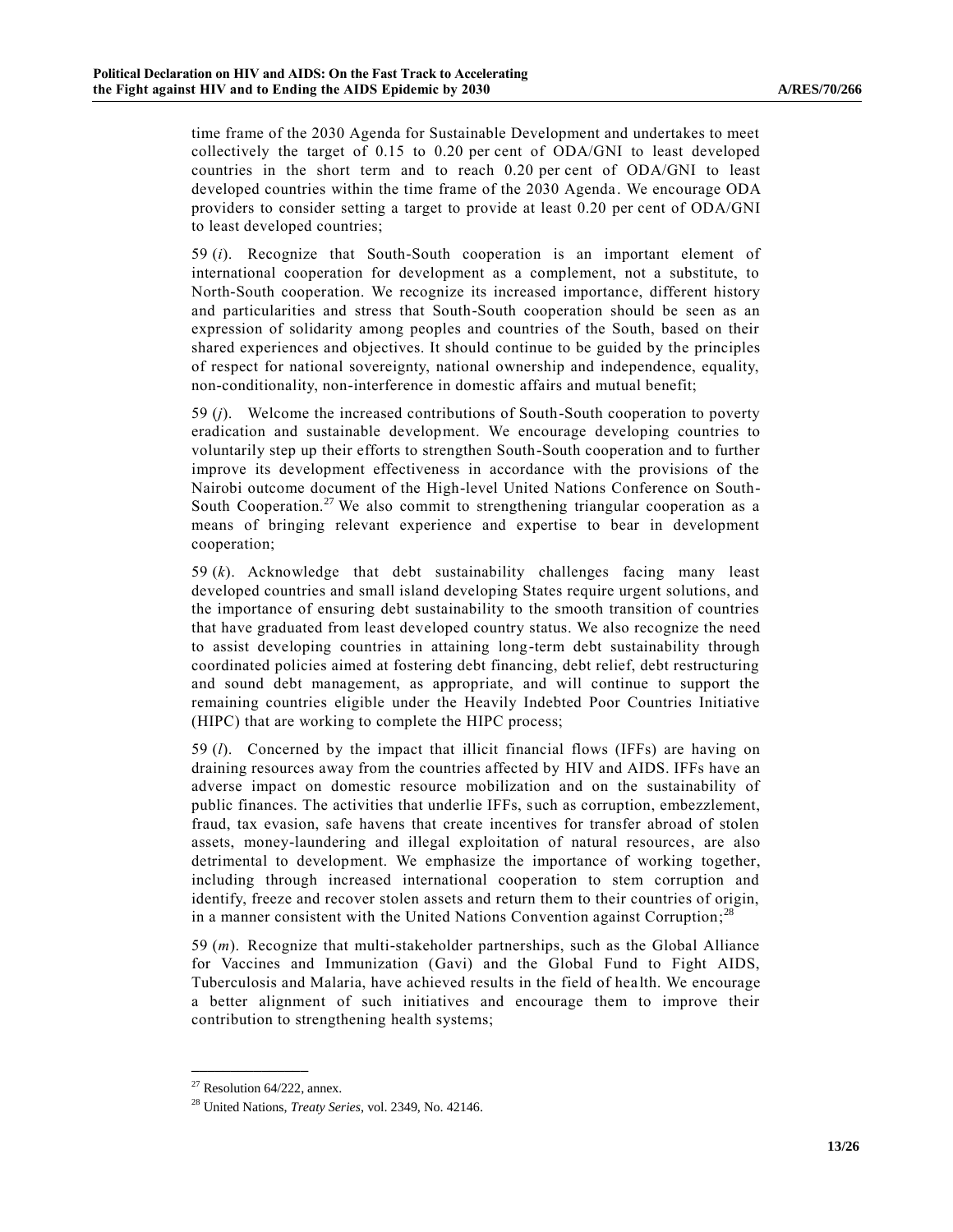time frame of the 2030 Agenda for Sustainable Development and undertakes to meet collectively the target of 0.15 to 0.20 per cent of ODA/GNI to least developed countries in the short term and to reach 0.20 per cent of ODA/GNI to least developed countries within the time frame of the 2030 Agenda. We encourage ODA providers to consider setting a target to provide at least 0.20 per cent of ODA/GNI to least developed countries;

59 (*i*). Recognize that South-South cooperation is an important element of international cooperation for development as a complement, not a substitute, to North-South cooperation. We recognize its increased importance, different history and particularities and stress that South-South cooperation should be seen as an expression of solidarity among peoples and countries of the South, based on their shared experiences and objectives. It should continue to be guided by the principles of respect for national sovereignty, national ownership and independence, equality, non-conditionality, non-interference in domestic affairs and mutual benefit;

59 (*j*). Welcome the increased contributions of South-South cooperation to poverty eradication and sustainable development. We encourage developing countries to voluntarily step up their efforts to strengthen South-South cooperation and to further improve its development effectiveness in accordance with the provisions of the Nairobi outcome document of the High-level United Nations Conference on South-South Cooperation.[27] We also commit to strengthening triangular cooperation as a means of bringing relevant experience and expertise to bear in development cooperation;

59 (*k*). Acknowledge that debt sustainability challenges facing many least developed countries and small island developing States require urgent solutions, and the importance of ensuring debt sustainability to the smooth transition of countries that have graduated from least developed country status. We also recognize the need to assist developing countries in attaining long-term debt sustainability through coordinated policies aimed at fostering debt financing, debt relief, debt restructuring and sound debt management, as appropriate, and will continue to support the remaining countries eligible under the Heavily Indebted Poor Countries Initiative (HIPC) that are working to complete the HIPC process;

59 (*l*). Concerned by the impact that illicit financial flows (IFFs) are having on draining resources away from the countries affected by HIV and AIDS. IFFs have an adverse impact on domestic resource mobilization and on the sustainability of public finances. The activities that underlie IFFs, such as corruption, embezzlement, fraud, tax evasion, safe havens that create incentives for transfer abroad of stolen assets, money-laundering and illegal exploitation of natural resources, are also detrimental to development. We emphasize the importance of working together, including through increased international cooperation to stem corruption and identify, freeze and recover stolen assets and return them to their countries of origin, in a manner consistent with the United Nations Convention against Corruption;[28]

59 (*m*). Recognize that multi-stakeholder partnerships, such as the Global Alliance for Vaccines and Immunization (Gavi) and the Global Fund to Fight AIDS, Tuberculosis and Malaria, have achieved results in the field of health. We encourage a better alignment of such initiatives and encourage them to improve their contribution to strengthening health systems;

---

[27] Resolution 64/222, annex.

[28] United Nations, *Treaty Series*, vol. 2349, No. 42146.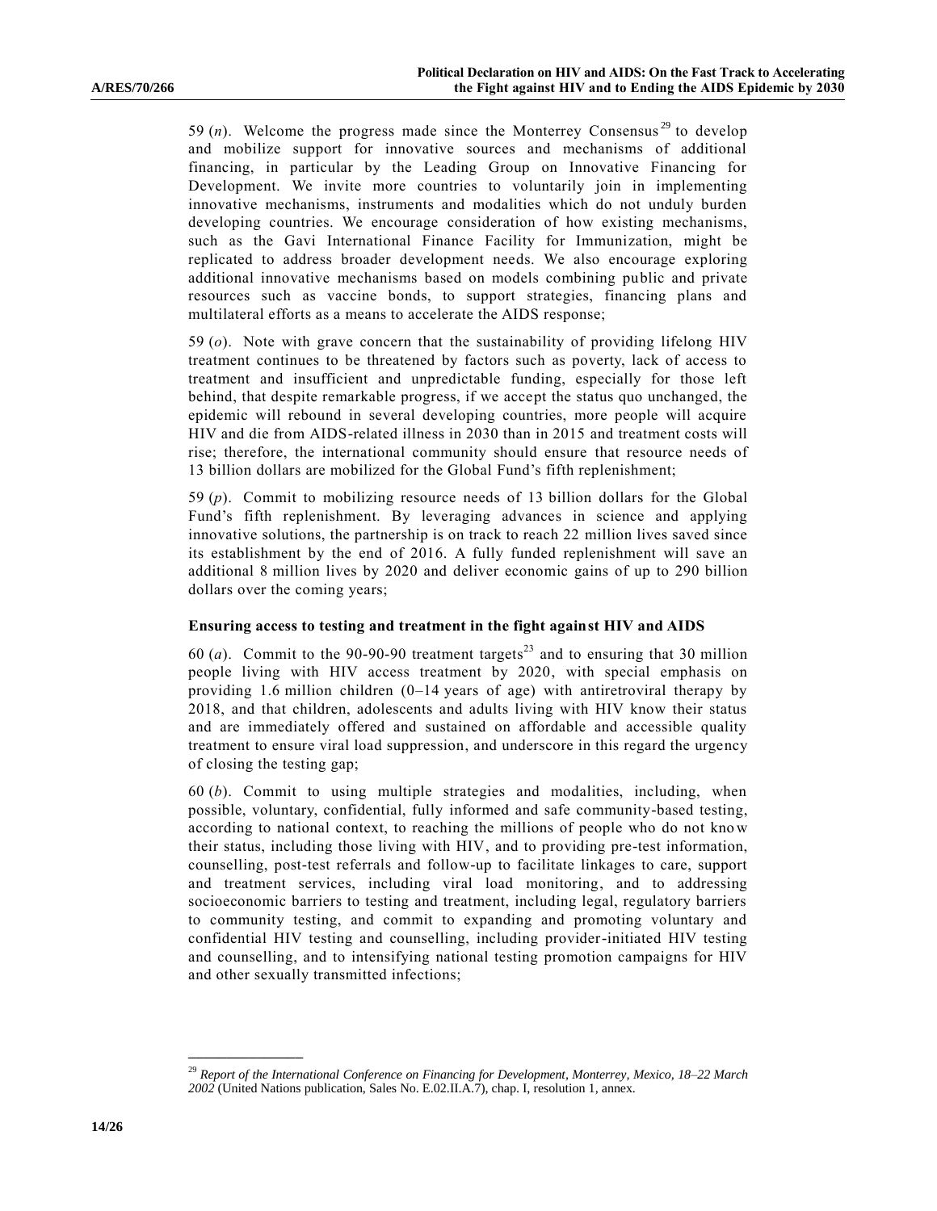59 (*n*). Welcome the progress made since the Monterrey Consensus[29] to develop and mobilize support for innovative sources and mechanisms of additional financing, in particular by the Leading Group on Innovative Financing for Development. We invite more countries to voluntarily join in implementing innovative mechanisms, instruments and modalities which do not unduly burden developing countries. We encourage consideration of how existing mechanisms, such as the Gavi International Finance Facility for Immunization, might be replicated to address broader development needs. We also encourage exploring additional innovative mechanisms based on models combining public and private resources such as vaccine bonds, to support strategies, financing plans and multilateral efforts as a means to accelerate the AIDS response;

59 (*o*). Note with grave concern that the sustainability of providing lifelong HIV treatment continues to be threatened by factors such as poverty, lack of access to treatment and insufficient and unpredictable funding, especially for those left behind, that despite remarkable progress, if we accept the status quo unchanged, the epidemic will rebound in several developing countries, more people will acquire HIV and die from AIDS-related illness in 2030 than in 2015 and treatment costs will rise; therefore, the international community should ensure that resource needs of 13 billion dollars are mobilized for the Global Fund's fifth replenishment;

59 (*p*). Commit to mobilizing resource needs of 13 billion dollars for the Global Fund's fifth replenishment. By leveraging advances in science and applying innovative solutions, the partnership is on track to reach 22 million lives saved since its establishment by the end of 2016. A fully funded replenishment will save an additional 8 million lives by 2020 and deliver economic gains of up to 290 billion dollars over the coming years;

**Ensuring access to testing and treatment in the fight against HIV and AIDS**

60 (*a*). Commit to the 90-90-90 treatment targets[23] and to ensuring that 30 million people living with HIV access treatment by 2020, with special emphasis on providing 1.6 million children (0–14 years of age) with antiretroviral therapy by 2018, and that children, adolescents and adults living with HIV know their status and are immediately offered and sustained on affordable and accessible quality treatment to ensure viral load suppression, and underscore in this regard the urgency of closing the testing gap;

60 (*b*). Commit to using multiple strategies and modalities, including, when possible, voluntary, confidential, fully informed and safe community-based testing, according to national context, to reaching the millions of people who do not know their status, including those living with HIV, and to providing pre-test information, counselling, post-test referrals and follow-up to facilitate linkages to care, support and treatment services, including viral load monitoring, and to addressing socioeconomic barriers to testing and treatment, including legal, regulatory barriers to community testing, and commit to expanding and promoting voluntary and confidential HIV testing and counselling, including provider-initiated HIV testing and counselling, and to intensifying national testing promotion campaigns for HIV and other sexually transmitted infections;

---

[29] *Report of the International Conference on Financing for Development, Monterrey, Mexico, 18–22 March 2002* (United Nations publication, Sales No. E.02.II.A.7), chap. I, resolution 1, annex.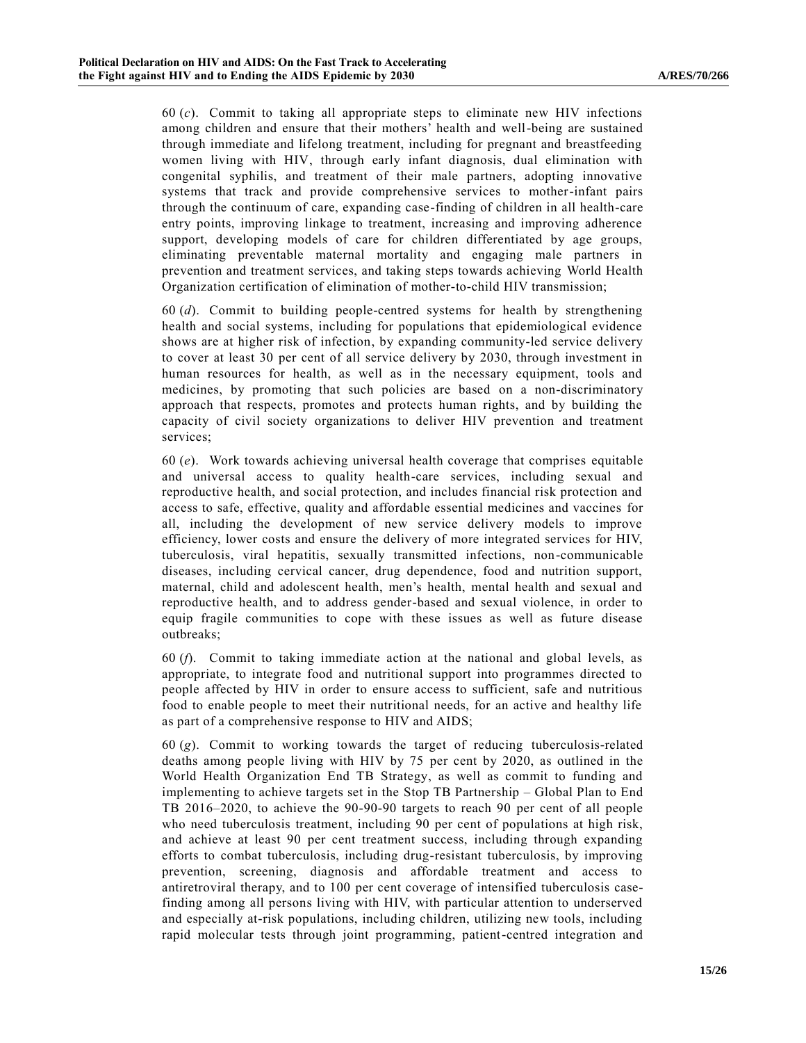60 (*c*). Commit to taking all appropriate steps to eliminate new HIV infections among children and ensure that their mothers' health and well-being are sustained through immediate and lifelong treatment, including for pregnant and breastfeeding women living with HIV, through early infant diagnosis, dual elimination with congenital syphilis, and treatment of their male partners, adopting innovative systems that track and provide comprehensive services to mother-infant pairs through the continuum of care, expanding case-finding of children in all health-care entry points, improving linkage to treatment, increasing and improving adherence support, developing models of care for children differentiated by age groups, eliminating preventable maternal mortality and engaging male partners in prevention and treatment services, and taking steps towards achieving World Health Organization certification of elimination of mother-to-child HIV transmission;

60 (*d*). Commit to building people-centred systems for health by strengthening health and social systems, including for populations that epidemiological evidence shows are at higher risk of infection, by expanding community-led service delivery to cover at least 30 per cent of all service delivery by 2030, through investment in human resources for health, as well as in the necessary equipment, tools and medicines, by promoting that such policies are based on a non-discriminatory approach that respects, promotes and protects human rights, and by building the capacity of civil society organizations to deliver HIV prevention and treatment services;

60 (*e*). Work towards achieving universal health coverage that comprises equitable and universal access to quality health-care services, including sexual and reproductive health, and social protection, and includes financial risk protection and access to safe, effective, quality and affordable essential medicines and vaccines for all, including the development of new service delivery models to improve efficiency, lower costs and ensure the delivery of more integrated services for HIV, tuberculosis, viral hepatitis, sexually transmitted infections, non-communicable diseases, including cervical cancer, drug dependence, food and nutrition support, maternal, child and adolescent health, men's health, mental health and sexual and reproductive health, and to address gender-based and sexual violence, in order to equip fragile communities to cope with these issues as well as future disease outbreaks;

60 (*f*). Commit to taking immediate action at the national and global levels, as appropriate, to integrate food and nutritional support into programmes directed to people affected by HIV in order to ensure access to sufficient, safe and nutritious food to enable people to meet their nutritional needs, for an active and healthy life as part of a comprehensive response to HIV and AIDS;

60 (*g*). Commit to working towards the target of reducing tuberculosis-related deaths among people living with HIV by 75 per cent by 2020, as outlined in the World Health Organization End TB Strategy, as well as commit to funding and implementing to achieve targets set in the Stop TB Partnership – Global Plan to End TB 2016–2020, to achieve the 90-90-90 targets to reach 90 per cent of all people who need tuberculosis treatment, including 90 per cent of populations at high risk, and achieve at least 90 per cent treatment success, including through expanding efforts to combat tuberculosis, including drug-resistant tuberculosis, by improving prevention, screening, diagnosis and affordable treatment and access to antiretroviral therapy, and to 100 per cent coverage of intensified tuberculosis case-finding among all persons living with HIV, with particular attention to underserved and especially at-risk populations, including children, utilizing new tools, including rapid molecular tests through joint programming, patient-centred integration and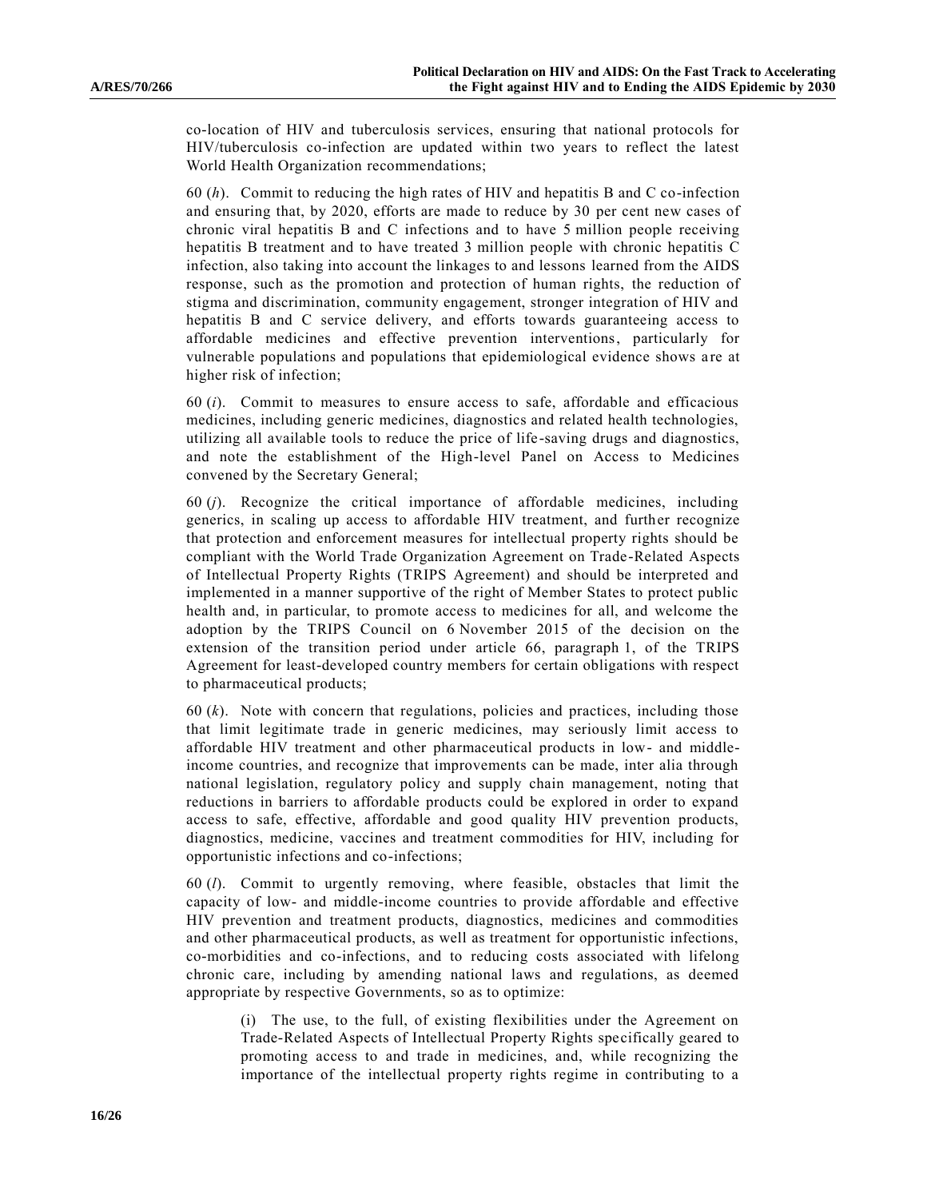co-location of HIV and tuberculosis services, ensuring that national protocols for HIV/tuberculosis co-infection are updated within two years to reflect the latest World Health Organization recommendations;

60 (*h*). Commit to reducing the high rates of HIV and hepatitis B and C co-infection and ensuring that, by 2020, efforts are made to reduce by 30 per cent new cases of chronic viral hepatitis B and C infections and to have 5 million people receiving hepatitis B treatment and to have treated 3 million people with chronic hepatitis C infection, also taking into account the linkages to and lessons learned from the AIDS response, such as the promotion and protection of human rights, the reduction of stigma and discrimination, community engagement, stronger integration of HIV and hepatitis B and C service delivery, and efforts towards guaranteeing access to affordable medicines and effective prevention interventions, particularly for vulnerable populations and populations that epidemiological evidence shows are at higher risk of infection;

60 (*i*). Commit to measures to ensure access to safe, affordable and efficacious medicines, including generic medicines, diagnostics and related health technologies, utilizing all available tools to reduce the price of life-saving drugs and diagnostics, and note the establishment of the High-level Panel on Access to Medicines convened by the Secretary General;

60 (*j*). Recognize the critical importance of affordable medicines, including generics, in scaling up access to affordable HIV treatment, and further recognize that protection and enforcement measures for intellectual property rights should be compliant with the World Trade Organization Agreement on Trade-Related Aspects of Intellectual Property Rights (TRIPS Agreement) and should be interpreted and implemented in a manner supportive of the right of Member States to protect public health and, in particular, to promote access to medicines for all, and welcome the adoption by the TRIPS Council on 6 November 2015 of the decision on the extension of the transition period under article 66, paragraph 1, of the TRIPS Agreement for least-developed country members for certain obligations with respect to pharmaceutical products;

60 (*k*). Note with concern that regulations, policies and practices, including those that limit legitimate trade in generic medicines, may seriously limit access to affordable HIV treatment and other pharmaceutical products in low- and middle-income countries, and recognize that improvements can be made, inter alia through national legislation, regulatory policy and supply chain management, noting that reductions in barriers to affordable products could be explored in order to expand access to safe, effective, affordable and good quality HIV prevention products, diagnostics, medicine, vaccines and treatment commodities for HIV, including for opportunistic infections and co-infections;

60 (*l*). Commit to urgently removing, where feasible, obstacles that limit the capacity of low- and middle-income countries to provide affordable and effective HIV prevention and treatment products, diagnostics, medicines and commodities and other pharmaceutical products, as well as treatment for opportunistic infections, co-morbidities and co-infections, and to reducing costs associated with lifelong chronic care, including by amending national laws and regulations, as deemed appropriate by respective Governments, so as to optimize:

> (i) The use, to the full, of existing flexibilities under the Agreement on Trade-Related Aspects of Intellectual Property Rights specifically geared to promoting access to and trade in medicines, and, while recognizing the importance of the intellectual property rights regime in contributing to a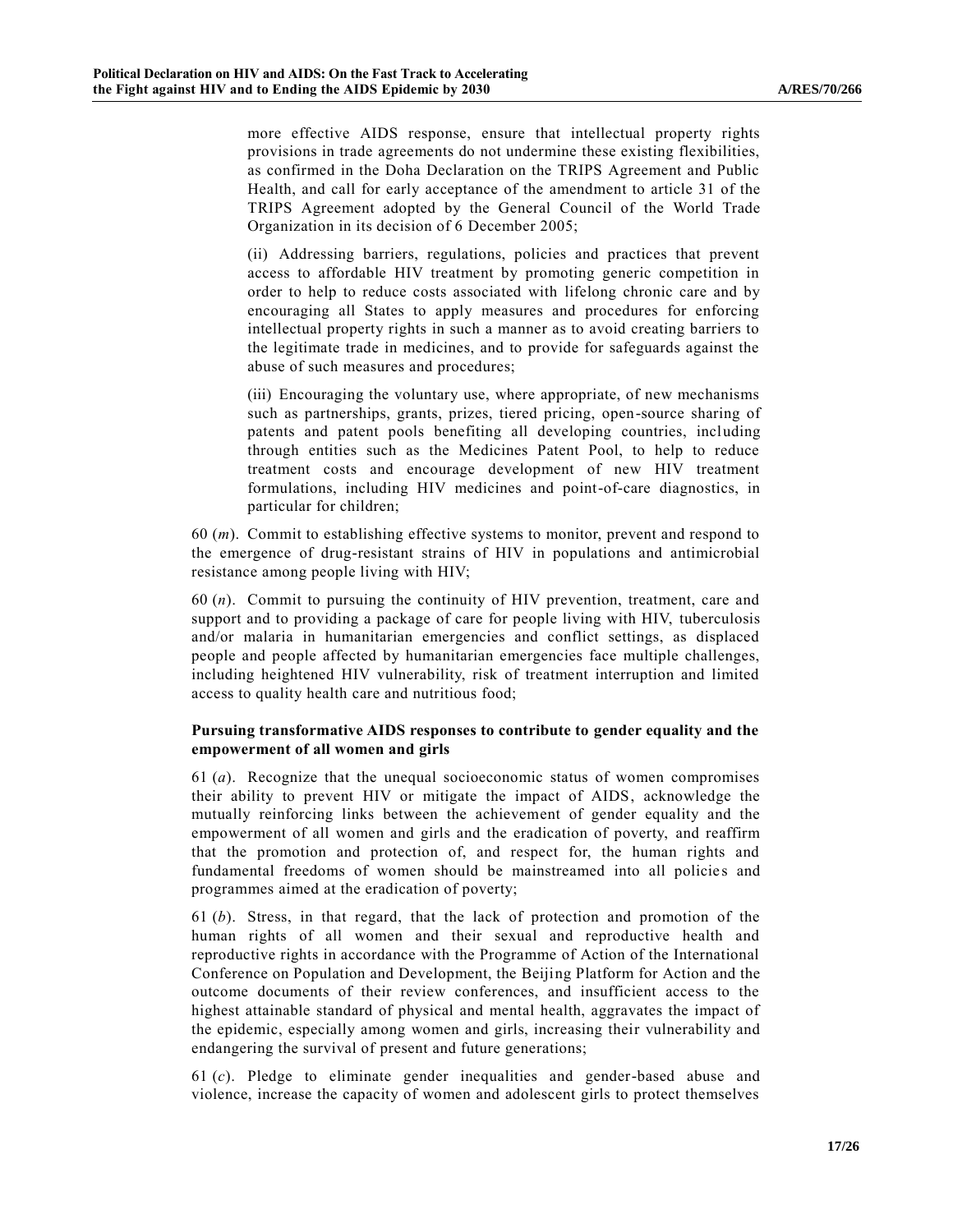more effective AIDS response, ensure that intellectual property rights provisions in trade agreements do not undermine these existing flexibilities, as confirmed in the Doha Declaration on the TRIPS Agreement and Public Health, and call for early acceptance of the amendment to article 31 of the TRIPS Agreement adopted by the General Council of the World Trade Organization in its decision of 6 December 2005;

(ii) Addressing barriers, regulations, policies and practices that prevent access to affordable HIV treatment by promoting generic competition in order to help to reduce costs associated with lifelong chronic care and by encouraging all States to apply measures and procedures for enforcing intellectual property rights in such a manner as to avoid creating barriers to the legitimate trade in medicines, and to provide for safeguards against the abuse of such measures and procedures;

(iii) Encouraging the voluntary use, where appropriate, of new mechanisms such as partnerships, grants, prizes, tiered pricing, open-source sharing of patents and patent pools benefiting all developing countries, including through entities such as the Medicines Patent Pool, to help to reduce treatment costs and encourage development of new HIV treatment formulations, including HIV medicines and point-of-care diagnostics, in particular for children;

60 (*m*). Commit to establishing effective systems to monitor, prevent and respond to the emergence of drug-resistant strains of HIV in populations and antimicrobial resistance among people living with HIV;

60 (*n*). Commit to pursuing the continuity of HIV prevention, treatment, care and support and to providing a package of care for people living with HIV, tuberculosis and/or malaria in humanitarian emergencies and conflict settings, as displaced people and people affected by humanitarian emergencies face multiple challenges, including heightened HIV vulnerability, risk of treatment interruption and limited access to quality health care and nutritious food;

**Pursuing transformative AIDS responses to contribute to gender equality and the empowerment of all women and girls**

61 (*a*). Recognize that the unequal socioeconomic status of women compromises their ability to prevent HIV or mitigate the impact of AIDS, acknowledge the mutually reinforcing links between the achievement of gender equality and the empowerment of all women and girls and the eradication of poverty, and reaffirm that the promotion and protection of, and respect for, the human rights and fundamental freedoms of women should be mainstreamed into all policies and programmes aimed at the eradication of poverty;

61 (*b*). Stress, in that regard, that the lack of protection and promotion of the human rights of all women and their sexual and reproductive health and reproductive rights in accordance with the Programme of Action of the International Conference on Population and Development, the Beijing Platform for Action and the outcome documents of their review conferences, and insufficient access to the highest attainable standard of physical and mental health, aggravates the impact of the epidemic, especially among women and girls, increasing their vulnerability and endangering the survival of present and future generations;

61 (*c*). Pledge to eliminate gender inequalities and gender-based abuse and violence, increase the capacity of women and adolescent girls to protect themselves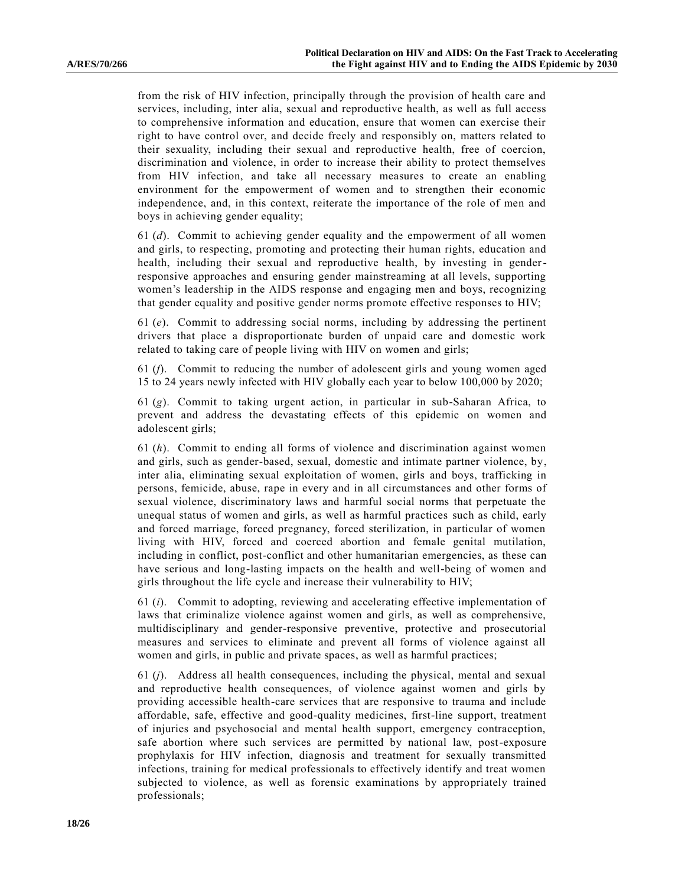from the risk of HIV infection, principally through the provision of health care and services, including, inter alia, sexual and reproductive health, as well as full access to comprehensive information and education, ensure that women can exercise their right to have control over, and decide freely and responsibly on, matters related to their sexuality, including their sexual and reproductive health, free of coercion, discrimination and violence, in order to increase their ability to protect themselves from HIV infection, and take all necessary measures to create an enabling environment for the empowerment of women and to strengthen their economic independence, and, in this context, reiterate the importance of the role of men and boys in achieving gender equality;

61 (*d*). Commit to achieving gender equality and the empowerment of all women and girls, to respecting, promoting and protecting their human rights, education and health, including their sexual and reproductive health, by investing in gender-responsive approaches and ensuring gender mainstreaming at all levels, supporting women's leadership in the AIDS response and engaging men and boys, recognizing that gender equality and positive gender norms promote effective responses to HIV;

61 (*e*). Commit to addressing social norms, including by addressing the pertinent drivers that place a disproportionate burden of unpaid care and domestic work related to taking care of people living with HIV on women and girls;

61 (*f*). Commit to reducing the number of adolescent girls and young women aged 15 to 24 years newly infected with HIV globally each year to below 100,000 by 2020;

61 (*g*). Commit to taking urgent action, in particular in sub-Saharan Africa, to prevent and address the devastating effects of this epidemic on women and adolescent girls;

61 (*h*). Commit to ending all forms of violence and discrimination against women and girls, such as gender-based, sexual, domestic and intimate partner violence, by, inter alia, eliminating sexual exploitation of women, girls and boys, trafficking in persons, femicide, abuse, rape in every and in all circumstances and other forms of sexual violence, discriminatory laws and harmful social norms that perpetuate the unequal status of women and girls, as well as harmful practices such as child, early and forced marriage, forced pregnancy, forced sterilization, in particular of women living with HIV, forced and coerced abortion and female genital mutilation, including in conflict, post-conflict and other humanitarian emergencies, as these can have serious and long-lasting impacts on the health and well-being of women and girls throughout the life cycle and increase their vulnerability to HIV;

61 (*i*). Commit to adopting, reviewing and accelerating effective implementation of laws that criminalize violence against women and girls, as well as comprehensive, multidisciplinary and gender-responsive preventive, protective and prosecutorial measures and services to eliminate and prevent all forms of violence against all women and girls, in public and private spaces, as well as harmful practices;

61 (*j*). Address all health consequences, including the physical, mental and sexual and reproductive health consequences, of violence against women and girls by providing accessible health-care services that are responsive to trauma and include affordable, safe, effective and good-quality medicines, first-line support, treatment of injuries and psychosocial and mental health support, emergency contraception, safe abortion where such services are permitted by national law, post-exposure prophylaxis for HIV infection, diagnosis and treatment for sexually transmitted infections, training for medical professionals to effectively identify and treat women subjected to violence, as well as forensic examinations by appropriately trained professionals;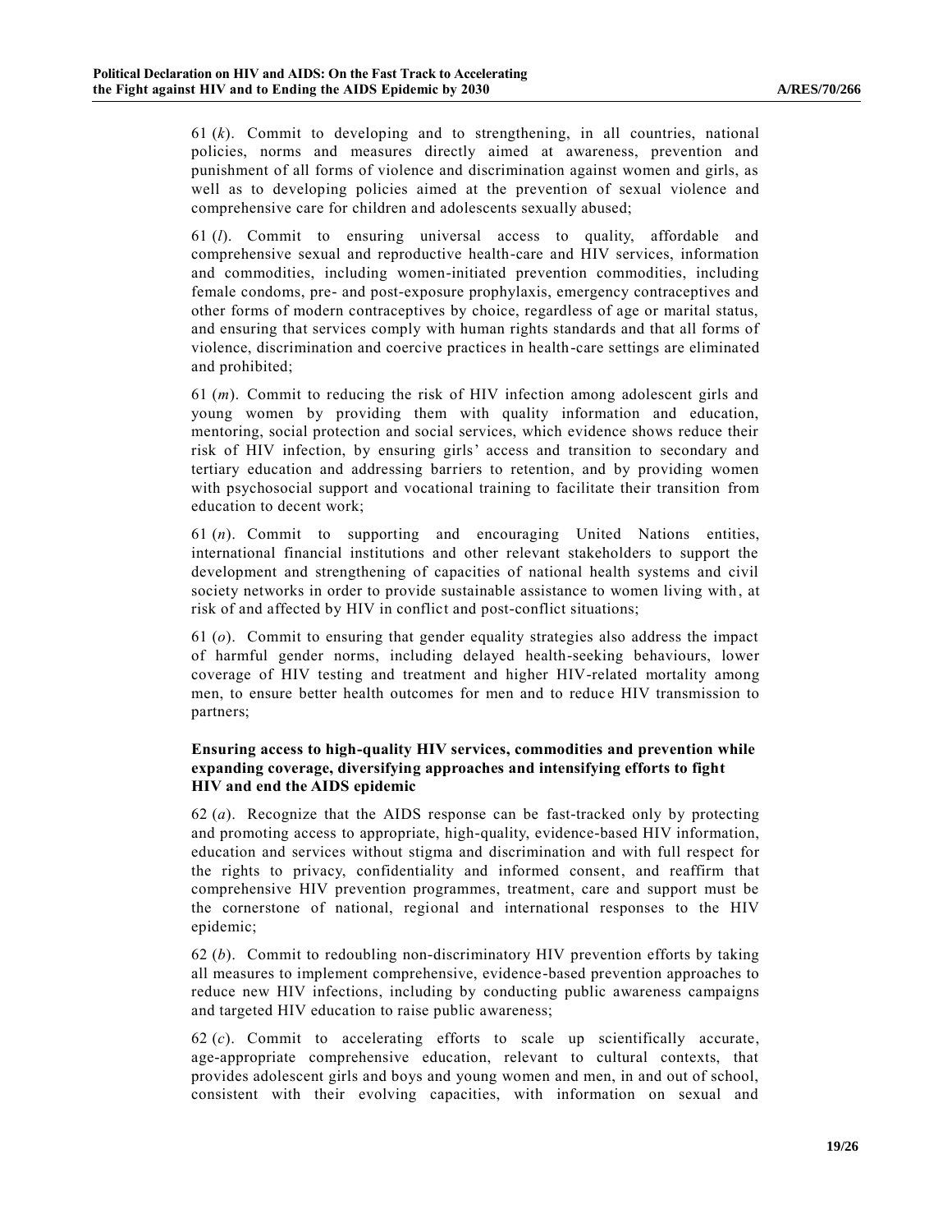61 (*k*). Commit to developing and to strengthening, in all countries, national policies, norms and measures directly aimed at awareness, prevention and punishment of all forms of violence and discrimination against women and girls, as well as to developing policies aimed at the prevention of sexual violence and comprehensive care for children and adolescents sexually abused;

61 (*l*). Commit to ensuring universal access to quality, affordable and comprehensive sexual and reproductive health-care and HIV services, information and commodities, including women-initiated prevention commodities, including female condoms, pre- and post-exposure prophylaxis, emergency contraceptives and other forms of modern contraceptives by choice, regardless of age or marital status, and ensuring that services comply with human rights standards and that all forms of violence, discrimination and coercive practices in health-care settings are eliminated and prohibited;

61 (*m*). Commit to reducing the risk of HIV infection among adolescent girls and young women by providing them with quality information and education, mentoring, social protection and social services, which evidence shows reduce their risk of HIV infection, by ensuring girls' access and transition to secondary and tertiary education and addressing barriers to retention, and by providing women with psychosocial support and vocational training to facilitate their transition from education to decent work;

61 (*n*). Commit to supporting and encouraging United Nations entities, international financial institutions and other relevant stakeholders to support the development and strengthening of capacities of national health systems and civil society networks in order to provide sustainable assistance to women living with, at risk of and affected by HIV in conflict and post-conflict situations;

61 (*o*). Commit to ensuring that gender equality strategies also address the impact of harmful gender norms, including delayed health-seeking behaviours, lower coverage of HIV testing and treatment and higher HIV-related mortality among men, to ensure better health outcomes for men and to reduce HIV transmission to partners;

### Ensuring access to high-quality HIV services, commodities and prevention while expanding coverage, diversifying approaches and intensifying efforts to fight HIV and end the AIDS epidemic

62 (*a*). Recognize that the AIDS response can be fast-tracked only by protecting and promoting access to appropriate, high-quality, evidence-based HIV information, education and services without stigma and discrimination and with full respect for the rights to privacy, confidentiality and informed consent, and reaffirm that comprehensive HIV prevention programmes, treatment, care and support must be the cornerstone of national, regional and international responses to the HIV epidemic;

62 (*b*). Commit to redoubling non-discriminatory HIV prevention efforts by taking all measures to implement comprehensive, evidence-based prevention approaches to reduce new HIV infections, including by conducting public awareness campaigns and targeted HIV education to raise public awareness;

62 (*c*). Commit to accelerating efforts to scale up scientifically accurate, age-appropriate comprehensive education, relevant to cultural contexts, that provides adolescent girls and boys and young women and men, in and out of school, consistent with their evolving capacities, with information on sexual and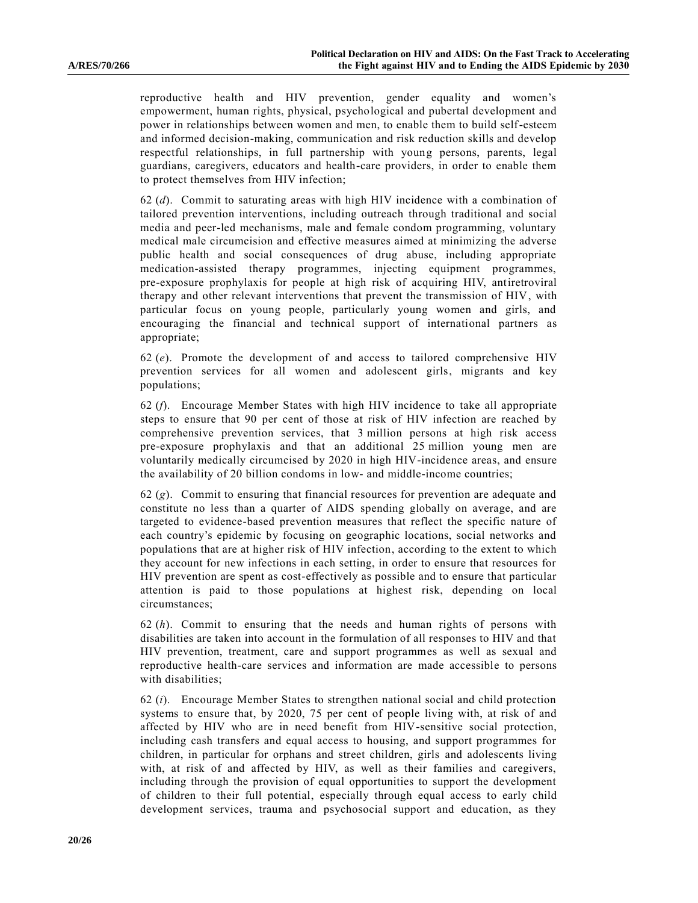reproductive health and HIV prevention, gender equality and women's empowerment, human rights, physical, psychological and pubertal development and power in relationships between women and men, to enable them to build self-esteem and informed decision-making, communication and risk reduction skills and develop respectful relationships, in full partnership with young persons, parents, legal guardians, caregivers, educators and health-care providers, in order to enable them to protect themselves from HIV infection;

62 (*d*). Commit to saturating areas with high HIV incidence with a combination of tailored prevention interventions, including outreach through traditional and social media and peer-led mechanisms, male and female condom programming, voluntary medical male circumcision and effective measures aimed at minimizing the adverse public health and social consequences of drug abuse, including appropriate medication-assisted therapy programmes, injecting equipment programmes, pre-exposure prophylaxis for people at high risk of acquiring HIV, antiretroviral therapy and other relevant interventions that prevent the transmission of HIV, with particular focus on young people, particularly young women and girls, and encouraging the financial and technical support of international partners as appropriate;

62 (*e*). Promote the development of and access to tailored comprehensive HIV prevention services for all women and adolescent girls, migrants and key populations;

62 (*f*). Encourage Member States with high HIV incidence to take all appropriate steps to ensure that 90 per cent of those at risk of HIV infection are reached by comprehensive prevention services, that 3 million persons at high risk access pre-exposure prophylaxis and that an additional 25 million young men are voluntarily medically circumcised by 2020 in high HIV-incidence areas, and ensure the availability of 20 billion condoms in low- and middle-income countries;

62 (*g*). Commit to ensuring that financial resources for prevention are adequate and constitute no less than a quarter of AIDS spending globally on average, and are targeted to evidence-based prevention measures that reflect the specific nature of each country's epidemic by focusing on geographic locations, social networks and populations that are at higher risk of HIV infection, according to the extent to which they account for new infections in each setting, in order to ensure that resources for HIV prevention are spent as cost-effectively as possible and to ensure that particular attention is paid to those populations at highest risk, depending on local circumstances;

62 (*h*). Commit to ensuring that the needs and human rights of persons with disabilities are taken into account in the formulation of all responses to HIV and that HIV prevention, treatment, care and support programmes as well as sexual and reproductive health-care services and information are made accessible to persons with disabilities;

62 (*i*). Encourage Member States to strengthen national social and child protection systems to ensure that, by 2020, 75 per cent of people living with, at risk of and affected by HIV who are in need benefit from HIV-sensitive social protection, including cash transfers and equal access to housing, and support programmes for children, in particular for orphans and street children, girls and adolescents living with, at risk of and affected by HIV, as well as their families and caregivers, including through the provision of equal opportunities to support the development of children to their full potential, especially through equal access to early child development services, trauma and psychosocial support and education, as they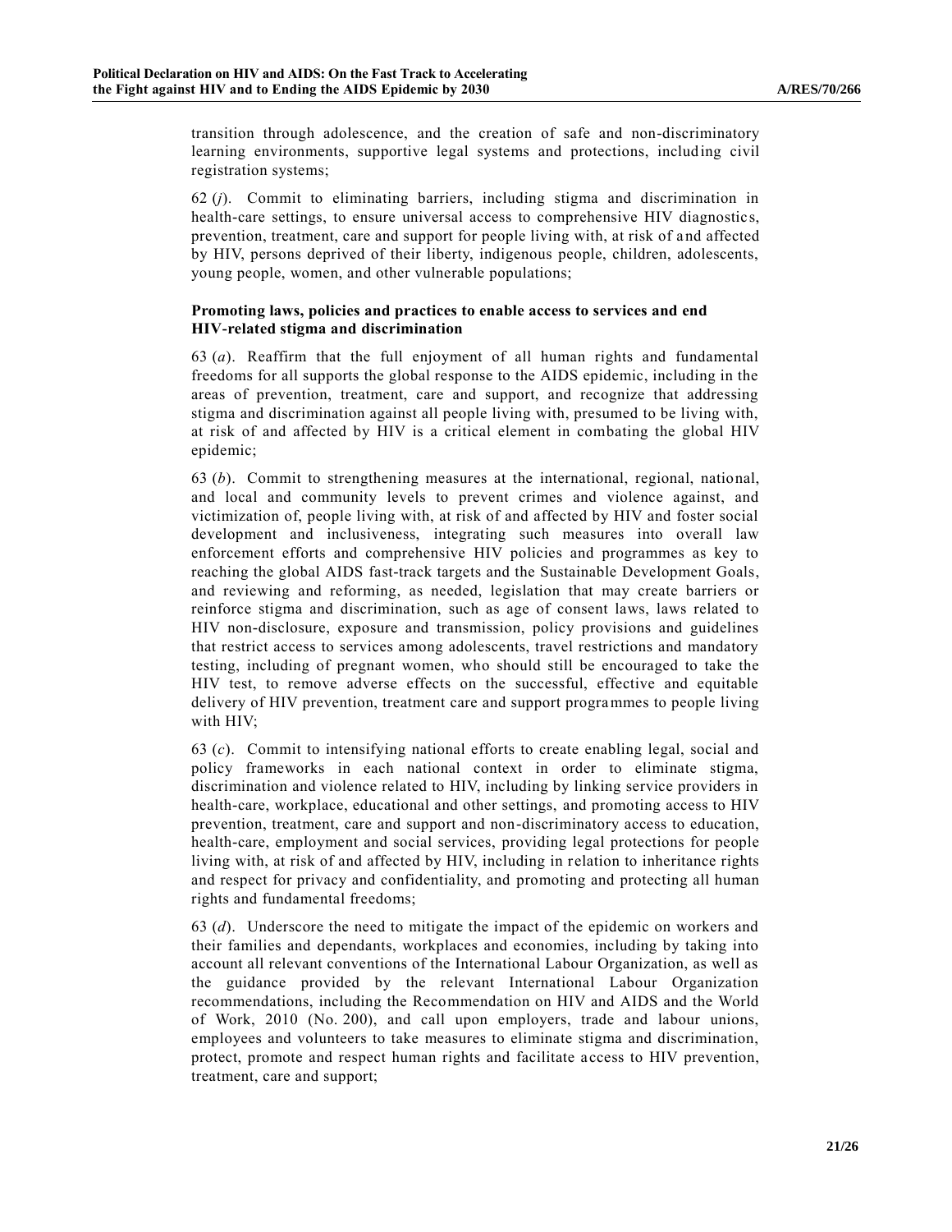transition through adolescence, and the creation of safe and non-discriminatory learning environments, supportive legal systems and protections, including civil registration systems;

62 (*j*). Commit to eliminating barriers, including stigma and discrimination in health-care settings, to ensure universal access to comprehensive HIV diagnostics, prevention, treatment, care and support for people living with, at risk of and affected by HIV, persons deprived of their liberty, indigenous people, children, adolescents, young people, women, and other vulnerable populations;

### Promoting laws, policies and practices to enable access to services and end HIV-related stigma and discrimination

63 (*a*). Reaffirm that the full enjoyment of all human rights and fundamental freedoms for all supports the global response to the AIDS epidemic, including in the areas of prevention, treatment, care and support, and recognize that addressing stigma and discrimination against all people living with, presumed to be living with, at risk of and affected by HIV is a critical element in combating the global HIV epidemic;

63 (*b*). Commit to strengthening measures at the international, regional, national, and local and community levels to prevent crimes and violence against, and victimization of, people living with, at risk of and affected by HIV and foster social development and inclusiveness, integrating such measures into overall law enforcement efforts and comprehensive HIV policies and programmes as key to reaching the global AIDS fast-track targets and the Sustainable Development Goals, and reviewing and reforming, as needed, legislation that may create barriers or reinforce stigma and discrimination, such as age of consent laws, laws related to HIV non-disclosure, exposure and transmission, policy provisions and guidelines that restrict access to services among adolescents, travel restrictions and mandatory testing, including of pregnant women, who should still be encouraged to take the HIV test, to remove adverse effects on the successful, effective and equitable delivery of HIV prevention, treatment care and support programmes to people living with HIV;

63 (*c*). Commit to intensifying national efforts to create enabling legal, social and policy frameworks in each national context in order to eliminate stigma, discrimination and violence related to HIV, including by linking service providers in health-care, workplace, educational and other settings, and promoting access to HIV prevention, treatment, care and support and non-discriminatory access to education, health-care, employment and social services, providing legal protections for people living with, at risk of and affected by HIV, including in relation to inheritance rights and respect for privacy and confidentiality, and promoting and protecting all human rights and fundamental freedoms;

63 (*d*). Underscore the need to mitigate the impact of the epidemic on workers and their families and dependants, workplaces and economies, including by taking into account all relevant conventions of the International Labour Organization, as well as the guidance provided by the relevant International Labour Organization recommendations, including the Recommendation on HIV and AIDS and the World of Work, 2010 (No. 200), and call upon employers, trade and labour unions, employees and volunteers to take measures to eliminate stigma and discrimination, protect, promote and respect human rights and facilitate access to HIV prevention, treatment, care and support;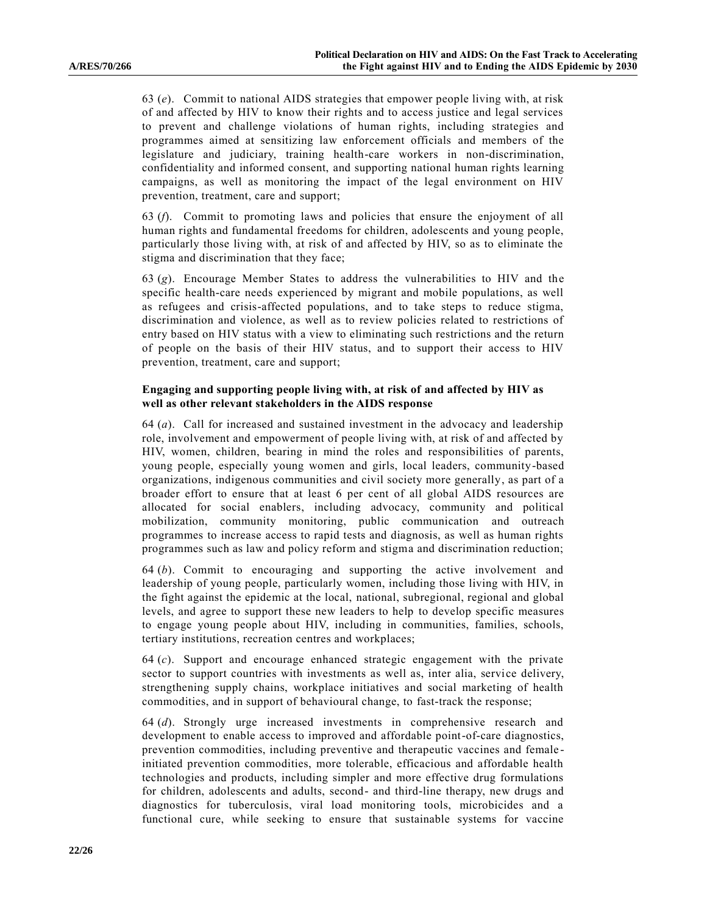63 (*e*). Commit to national AIDS strategies that empower people living with, at risk of and affected by HIV to know their rights and to access justice and legal services to prevent and challenge violations of human rights, including strategies and programmes aimed at sensitizing law enforcement officials and members of the legislature and judiciary, training health-care workers in non-discrimination, confidentiality and informed consent, and supporting national human rights learning campaigns, as well as monitoring the impact of the legal environment on HIV prevention, treatment, care and support;

63 (*f*). Commit to promoting laws and policies that ensure the enjoyment of all human rights and fundamental freedoms for children, adolescents and young people, particularly those living with, at risk of and affected by HIV, so as to eliminate the stigma and discrimination that they face;

63 (*g*). Encourage Member States to address the vulnerabilities to HIV and the specific health-care needs experienced by migrant and mobile populations, as well as refugees and crisis-affected populations, and to take steps to reduce stigma, discrimination and violence, as well as to review policies related to restrictions of entry based on HIV status with a view to eliminating such restrictions and the return of people on the basis of their HIV status, and to support their access to HIV prevention, treatment, care and support;

**Engaging and supporting people living with, at risk of and affected by HIV as well as other relevant stakeholders in the AIDS response**

64 (*a*). Call for increased and sustained investment in the advocacy and leadership role, involvement and empowerment of people living with, at risk of and affected by HIV, women, children, bearing in mind the roles and responsibilities of parents, young people, especially young women and girls, local leaders, community-based organizations, indigenous communities and civil society more generally, as part of a broader effort to ensure that at least 6 per cent of all global AIDS resources are allocated for social enablers, including advocacy, community and political mobilization, community monitoring, public communication and outreach programmes to increase access to rapid tests and diagnosis, as well as human rights programmes such as law and policy reform and stigma and discrimination reduction;

64 (*b*). Commit to encouraging and supporting the active involvement and leadership of young people, particularly women, including those living with HIV, in the fight against the epidemic at the local, national, subregional, regional and global levels, and agree to support these new leaders to help to develop specific measures to engage young people about HIV, including in communities, families, schools, tertiary institutions, recreation centres and workplaces;

64 (*c*). Support and encourage enhanced strategic engagement with the private sector to support countries with investments as well as, inter alia, service delivery, strengthening supply chains, workplace initiatives and social marketing of health commodities, and in support of behavioural change, to fast-track the response;

64 (*d*). Strongly urge increased investments in comprehensive research and development to enable access to improved and affordable point-of-care diagnostics, prevention commodities, including preventive and therapeutic vaccines and female-initiated prevention commodities, more tolerable, efficacious and affordable health technologies and products, including simpler and more effective drug formulations for children, adolescents and adults, second- and third-line therapy, new drugs and diagnostics for tuberculosis, viral load monitoring tools, microbicides and a functional cure, while seeking to ensure that sustainable systems for vaccine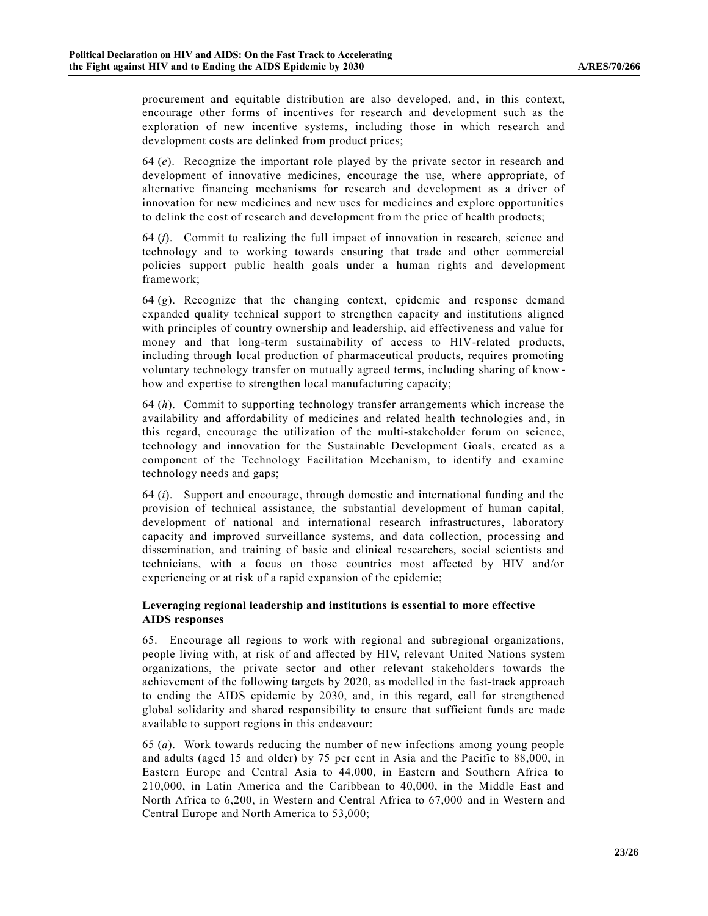procurement and equitable distribution are also developed, and, in this context, encourage other forms of incentives for research and development such as the exploration of new incentive systems, including those in which research and development costs are delinked from product prices;

64 (*e*). Recognize the important role played by the private sector in research and development of innovative medicines, encourage the use, where appropriate, of alternative financing mechanisms for research and development as a driver of innovation for new medicines and new uses for medicines and explore opportunities to delink the cost of research and development from the price of health products;

64 (*f*). Commit to realizing the full impact of innovation in research, science and technology and to working towards ensuring that trade and other commercial policies support public health goals under a human rights and development framework;

64 (*g*). Recognize that the changing context, epidemic and response demand expanded quality technical support to strengthen capacity and institutions aligned with principles of country ownership and leadership, aid effectiveness and value for money and that long-term sustainability of access to HIV-related products, including through local production of pharmaceutical products, requires promoting voluntary technology transfer on mutually agreed terms, including sharing of know-how and expertise to strengthen local manufacturing capacity;

64 (*h*). Commit to supporting technology transfer arrangements which increase the availability and affordability of medicines and related health technologies and, in this regard, encourage the utilization of the multi-stakeholder forum on science, technology and innovation for the Sustainable Development Goals, created as a component of the Technology Facilitation Mechanism, to identify and examine technology needs and gaps;

64 (*i*). Support and encourage, through domestic and international funding and the provision of technical assistance, the substantial development of human capital, development of national and international research infrastructures, laboratory capacity and improved surveillance systems, and data collection, processing and dissemination, and training of basic and clinical researchers, social scientists and technicians, with a focus on those countries most affected by HIV and/or experiencing or at risk of a rapid expansion of the epidemic;

**Leveraging regional leadership and institutions is essential to more effective AIDS responses**

65. Encourage all regions to work with regional and subregional organizations, people living with, at risk of and affected by HIV, relevant United Nations system organizations, the private sector and other relevant stakeholders towards the achievement of the following targets by 2020, as modelled in the fast-track approach to ending the AIDS epidemic by 2030, and, in this regard, call for strengthened global solidarity and shared responsibility to ensure that sufficient funds are made available to support regions in this endeavour:

65 (*a*). Work towards reducing the number of new infections among young people and adults (aged 15 and older) by 75 per cent in Asia and the Pacific to 88,000, in Eastern Europe and Central Asia to 44,000, in Eastern and Southern Africa to 210,000, in Latin America and the Caribbean to 40,000, in the Middle East and North Africa to 6,200, in Western and Central Africa to 67,000 and in Western and Central Europe and North America to 53,000;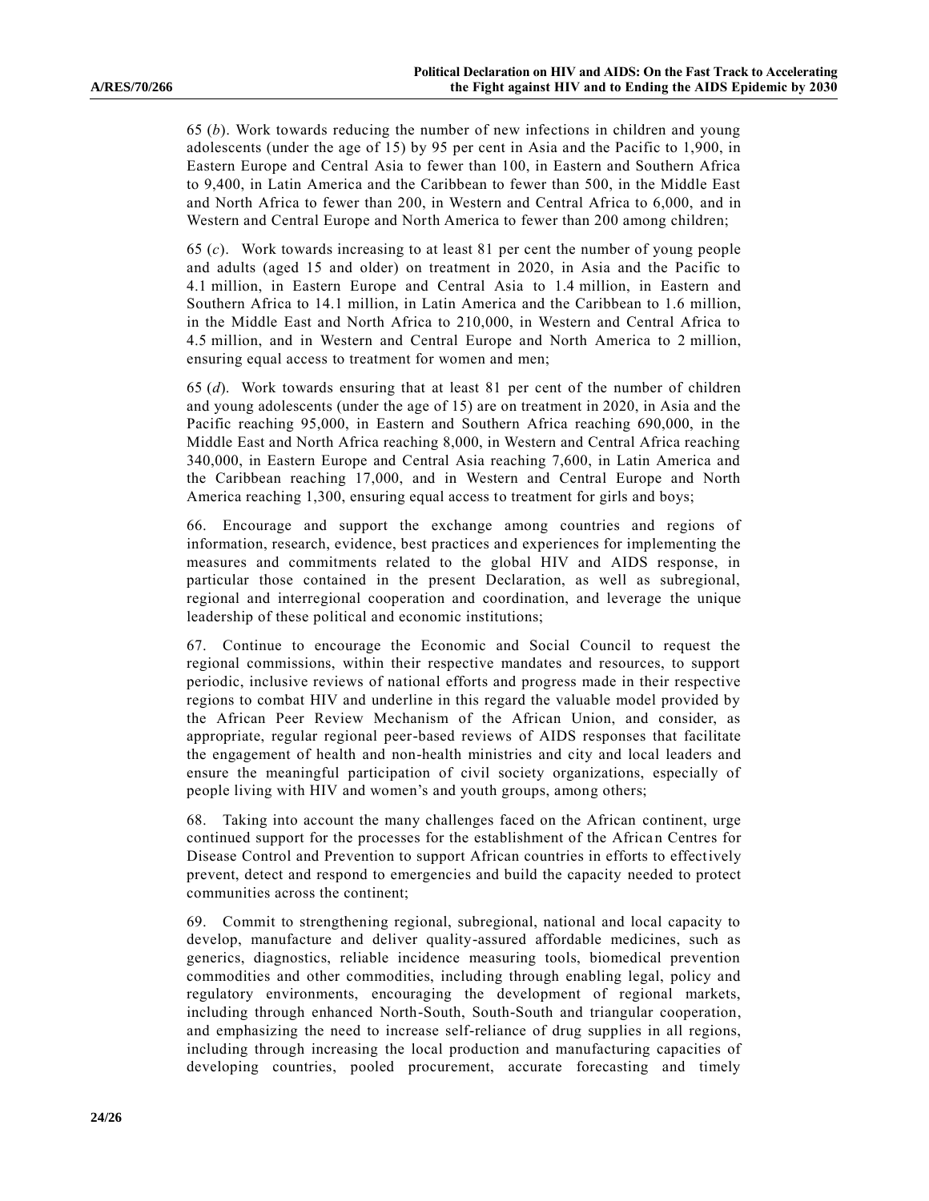65 (*b*). Work towards reducing the number of new infections in children and young adolescents (under the age of 15) by 95 per cent in Asia and the Pacific to 1,900, in Eastern Europe and Central Asia to fewer than 100, in Eastern and Southern Africa to 9,400, in Latin America and the Caribbean to fewer than 500, in the Middle East and North Africa to fewer than 200, in Western and Central Africa to 6,000, and in Western and Central Europe and North America to fewer than 200 among children;

65 (*c*). Work towards increasing to at least 81 per cent the number of young people and adults (aged 15 and older) on treatment in 2020, in Asia and the Pacific to 4.1 million, in Eastern Europe and Central Asia to 1.4 million, in Eastern and Southern Africa to 14.1 million, in Latin America and the Caribbean to 1.6 million, in the Middle East and North Africa to 210,000, in Western and Central Africa to 4.5 million, and in Western and Central Europe and North America to 2 million, ensuring equal access to treatment for women and men;

65 (*d*). Work towards ensuring that at least 81 per cent of the number of children and young adolescents (under the age of 15) are on treatment in 2020, in Asia and the Pacific reaching 95,000, in Eastern and Southern Africa reaching 690,000, in the Middle East and North Africa reaching 8,000, in Western and Central Africa reaching 340,000, in Eastern Europe and Central Asia reaching 7,600, in Latin America and the Caribbean reaching 17,000, and in Western and Central Europe and North America reaching 1,300, ensuring equal access to treatment for girls and boys;

66. Encourage and support the exchange among countries and regions of information, research, evidence, best practices and experiences for implementing the measures and commitments related to the global HIV and AIDS response, in particular those contained in the present Declaration, as well as subregional, regional and interregional cooperation and coordination, and leverage the unique leadership of these political and economic institutions;

67. Continue to encourage the Economic and Social Council to request the regional commissions, within their respective mandates and resources, to support periodic, inclusive reviews of national efforts and progress made in their respective regions to combat HIV and underline in this regard the valuable model provided by the African Peer Review Mechanism of the African Union, and consider, as appropriate, regular regional peer-based reviews of AIDS responses that facilitate the engagement of health and non-health ministries and city and local leaders and ensure the meaningful participation of civil society organizations, especially of people living with HIV and women's and youth groups, among others;

68. Taking into account the many challenges faced on the African continent, urge continued support for the processes for the establishment of the African Centres for Disease Control and Prevention to support African countries in efforts to effectively prevent, detect and respond to emergencies and build the capacity needed to protect communities across the continent;

69. Commit to strengthening regional, subregional, national and local capacity to develop, manufacture and deliver quality-assured affordable medicines, such as generics, diagnostics, reliable incidence measuring tools, biomedical prevention commodities and other commodities, including through enabling legal, policy and regulatory environments, encouraging the development of regional markets, including through enhanced North-South, South-South and triangular cooperation, and emphasizing the need to increase self-reliance of drug supplies in all regions, including through increasing the local production and manufacturing capacities of developing countries, pooled procurement, accurate forecasting and timely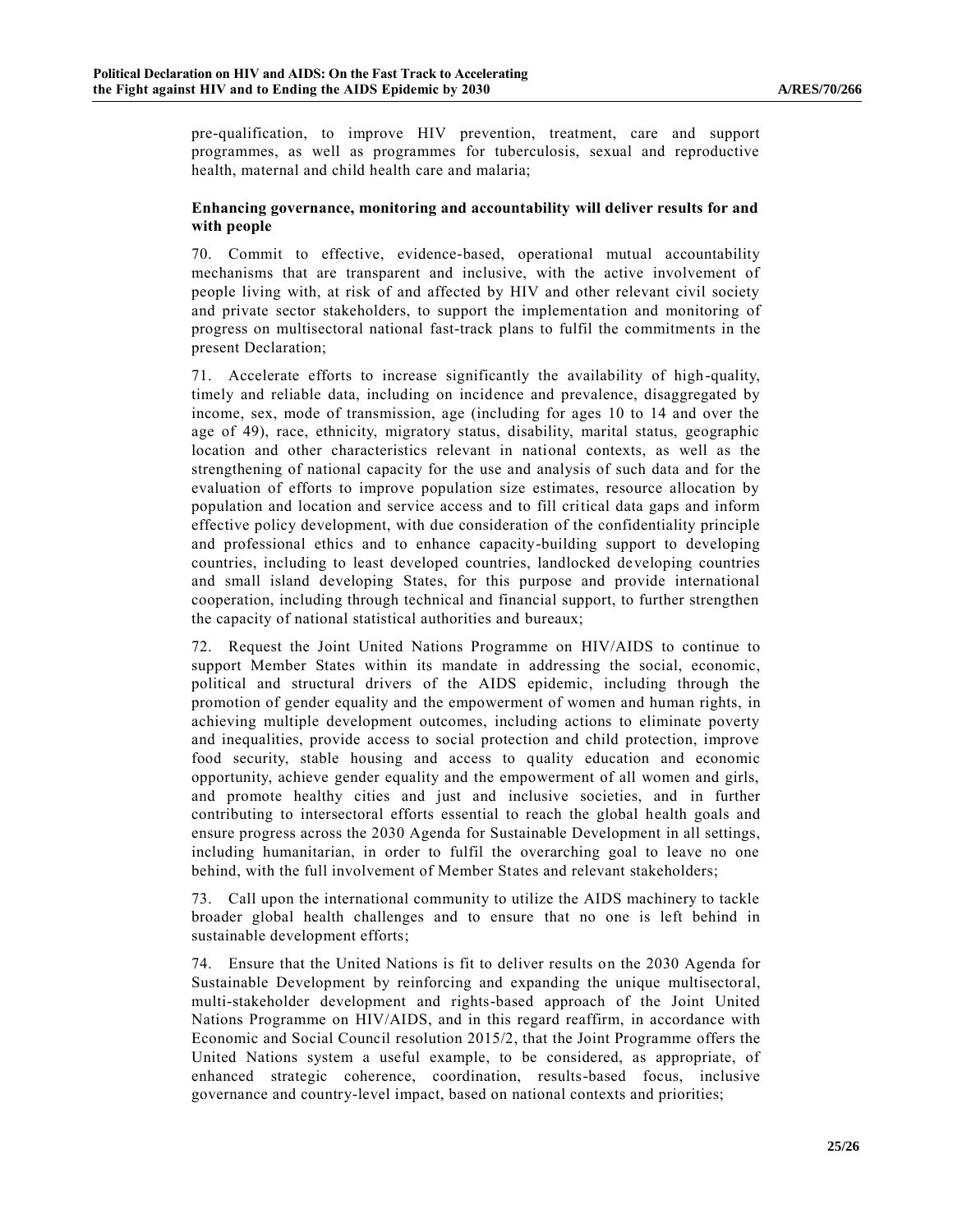pre-qualification, to improve HIV prevention, treatment, care and support programmes, as well as programmes for tuberculosis, sexual and reproductive health, maternal and child health care and malaria;

**Enhancing governance, monitoring and accountability will deliver results for and with people**

70. Commit to effective, evidence-based, operational mutual accountability mechanisms that are transparent and inclusive, with the active involvement of people living with, at risk of and affected by HIV and other relevant civil society and private sector stakeholders, to support the implementation and monitoring of progress on multisectoral national fast-track plans to fulfil the commitments in the present Declaration;

71. Accelerate efforts to increase significantly the availability of high-quality, timely and reliable data, including on incidence and prevalence, disaggregated by income, sex, mode of transmission, age (including for ages 10 to 14 and over the age of 49), race, ethnicity, migratory status, disability, marital status, geographic location and other characteristics relevant in national contexts, as well as the strengthening of national capacity for the use and analysis of such data and for the evaluation of efforts to improve population size estimates, resource allocation by population and location and service access and to fill critical data gaps and inform effective policy development, with due consideration of the confidentiality principle and professional ethics and to enhance capacity-building support to developing countries, including to least developed countries, landlocked developing countries and small island developing States, for this purpose and provide international cooperation, including through technical and financial support, to further strengthen the capacity of national statistical authorities and bureaux;

72. Request the Joint United Nations Programme on HIV/AIDS to continue to support Member States within its mandate in addressing the social, economic, political and structural drivers of the AIDS epidemic, including through the promotion of gender equality and the empowerment of women and human rights, in achieving multiple development outcomes, including actions to eliminate poverty and inequalities, provide access to social protection and child protection, improve food security, stable housing and access to quality education and economic opportunity, achieve gender equality and the empowerment of all women and girls, and promote healthy cities and just and inclusive societies, and in further contributing to intersectoral efforts essential to reach the global health goals and ensure progress across the 2030 Agenda for Sustainable Development in all settings, including humanitarian, in order to fulfil the overarching goal to leave no one behind, with the full involvement of Member States and relevant stakeholders;

73. Call upon the international community to utilize the AIDS machinery to tackle broader global health challenges and to ensure that no one is left behind in sustainable development efforts;

74. Ensure that the United Nations is fit to deliver results on the 2030 Agenda for Sustainable Development by reinforcing and expanding the unique multisectoral, multi-stakeholder development and rights-based approach of the Joint United Nations Programme on HIV/AIDS, and in this regard reaffirm, in accordance with Economic and Social Council resolution 2015/2, that the Joint Programme offers the United Nations system a useful example, to be considered, as appropriate, of enhanced strategic coherence, coordination, results-based focus, inclusive governance and country-level impact, based on national contexts and priorities;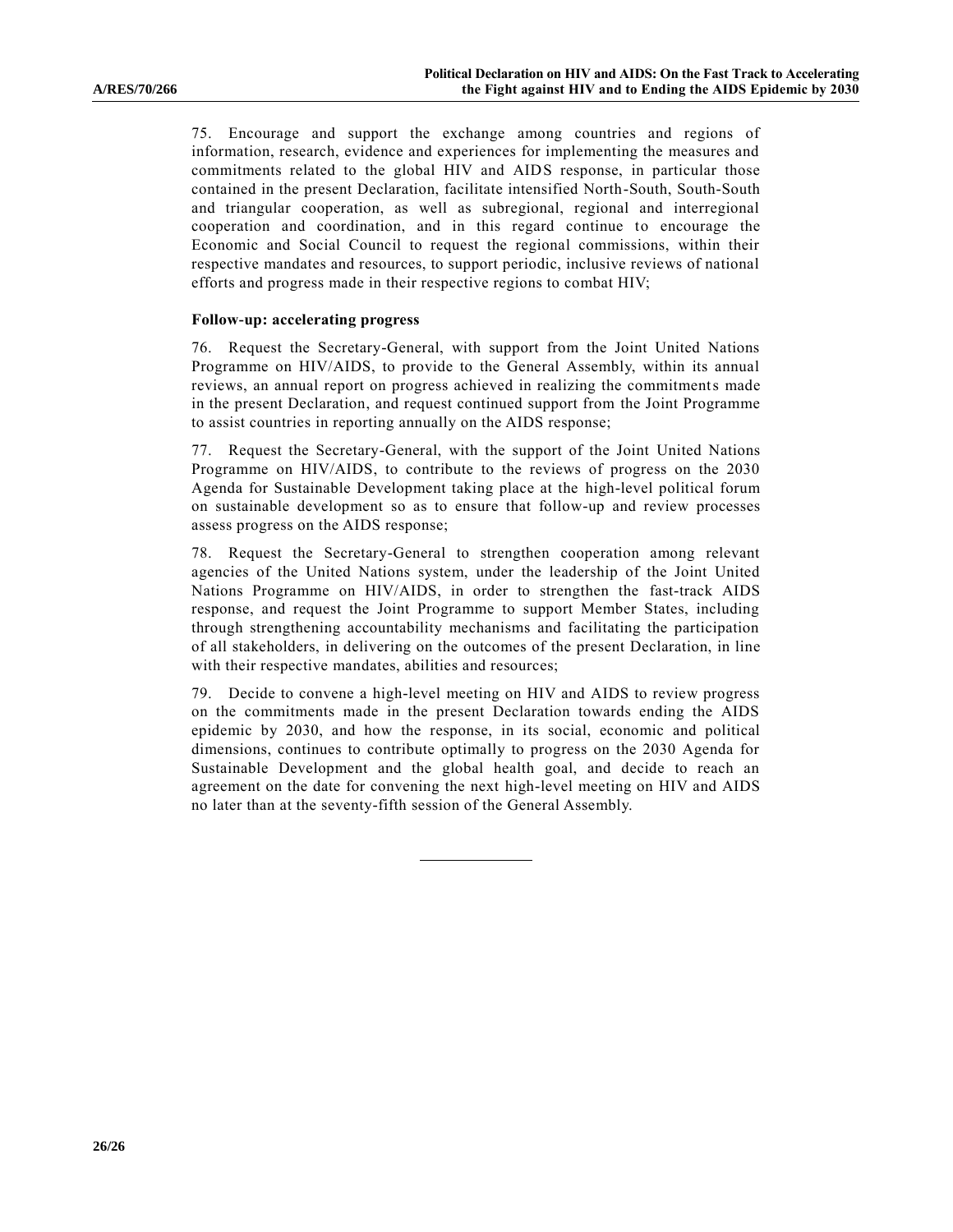75. Encourage and support the exchange among countries and regions of information, research, evidence and experiences for implementing the measures and commitments related to the global HIV and AIDS response, in particular those contained in the present Declaration, facilitate intensified North-South, South-South and triangular cooperation, as well as subregional, regional and interregional cooperation and coordination, and in this regard continue to encourage the Economic and Social Council to request the regional commissions, within their respective mandates and resources, to support periodic, inclusive reviews of national efforts and progress made in their respective regions to combat HIV;

**Follow-up: accelerating progress**

76. Request the Secretary-General, with support from the Joint United Nations Programme on HIV/AIDS, to provide to the General Assembly, within its annual reviews, an annual report on progress achieved in realizing the commitments made in the present Declaration, and request continued support from the Joint Programme to assist countries in reporting annually on the AIDS response;

77. Request the Secretary-General, with the support of the Joint United Nations Programme on HIV/AIDS, to contribute to the reviews of progress on the 2030 Agenda for Sustainable Development taking place at the high-level political forum on sustainable development so as to ensure that follow-up and review processes assess progress on the AIDS response;

78. Request the Secretary-General to strengthen cooperation among relevant agencies of the United Nations system, under the leadership of the Joint United Nations Programme on HIV/AIDS, in order to strengthen the fast-track AIDS response, and request the Joint Programme to support Member States, including through strengthening accountability mechanisms and facilitating the participation of all stakeholders, in delivering on the outcomes of the present Declaration, in line with their respective mandates, abilities and resources;

79. Decide to convene a high-level meeting on HIV and AIDS to review progress on the commitments made in the present Declaration towards ending the AIDS epidemic by 2030, and how the response, in its social, economic and political dimensions, continues to contribute optimally to progress on the 2030 Agenda for Sustainable Development and the global health goal, and decide to reach an agreement on the date for convening the next high-level meeting on HIV and AIDS no later than at the seventy-fifth session of the General Assembly.